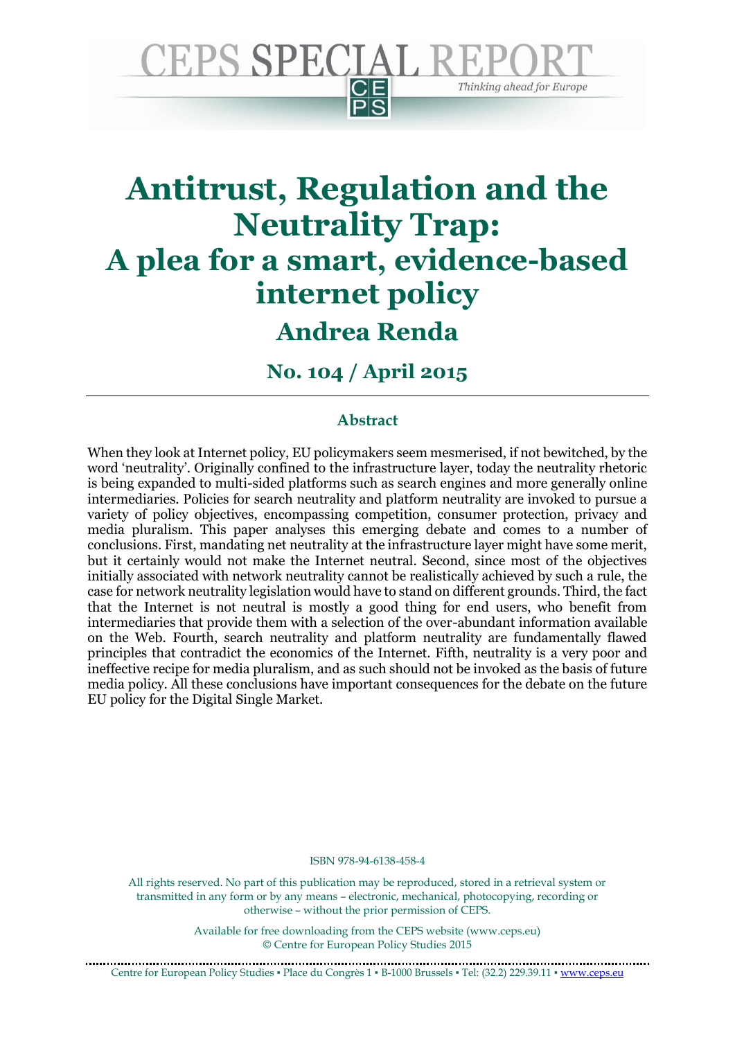# CEPS SPECIAL REPORT

*Thinking ahead for Europe*

# Antitrust, Regulation and the Neutrality Trap: A plea for a smart, evidence-based internet policy

## Andrea Renda

### No. 104 / April 2015

---

### Abstract

When they look at Internet policy, EU policymakers seem mesmerised, if not bewitched, by the word 'neutrality'. Originally confined to the infrastructure layer, today the neutrality rhetoric is being expanded to multi-sided platforms such as search engines and more generally online intermediaries. Policies for search neutrality and platform neutrality are invoked to pursue a variety of policy objectives, encompassing competition, consumer protection, privacy and media pluralism. This paper analyses this emerging debate and comes to a number of conclusions. First, mandating net neutrality at the infrastructure layer might have some merit, but it certainly would not make the Internet neutral. Second, since most of the objectives initially associated with network neutrality cannot be realistically achieved by such a rule, the case for network neutrality legislation would have to stand on different grounds. Third, the fact that the Internet is not neutral is mostly a good thing for end users, who benefit from intermediaries that provide them with a selection of the over-abundant information available on the Web. Fourth, search neutrality and platform neutrality are fundamentally flawed principles that contradict the economics of the Internet. Fifth, neutrality is a very poor and ineffective recipe for media pluralism, and as such should not be invoked as the basis of future media policy. All these conclusions have important consequences for the debate on the future EU policy for the Digital Single Market.

ISBN 978-94-6138-458-4

All rights reserved. No part of this publication may be reproduced, stored in a retrieval system or transmitted in any form or by any means – electronic, mechanical, photocopying, recording or otherwise – without the prior permission of CEPS.

Available for free downloading from the CEPS website (www.ceps.eu)
© Centre for European Policy Studies 2015

Centre for European Policy Studies ▪ Place du Congrès 1 ▪ B-1000 Brussels ▪ Tel: (32.2) 229.39.11 ▪ www.ceps.eu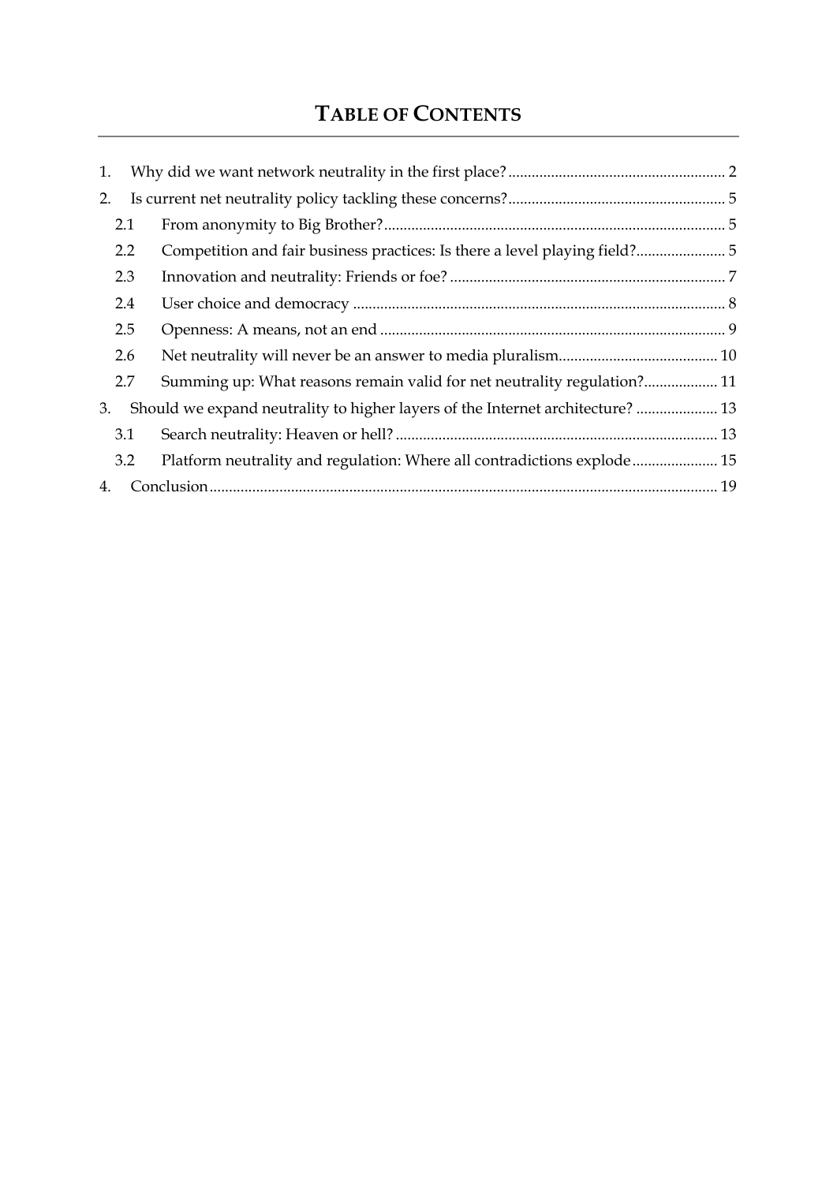# TABLE OF CONTENTS

1. Why did we want network neutrality in the first place? ........ 2
2. Is current net neutrality policy tackling these concerns? ........ 5
   - 2.1 From anonymity to Big Brother? ........ 5
   - 2.2 Competition and fair business practices: Is there a level playing field? ........ 5
   - 2.3 Innovation and neutrality: Friends or foe? ........ 7
   - 2.4 User choice and democracy ........ 8
   - 2.5 Openness: A means, not an end ........ 9
   - 2.6 Net neutrality will never be an answer to media pluralism ........ 10
   - 2.7 Summing up: What reasons remain valid for net neutrality regulation? ........ 11
3. Should we expand neutrality to higher layers of the Internet architecture? ........ 13
   - 3.1 Search neutrality: Heaven or hell? ........ 13
   - 3.2 Platform neutrality and regulation: Where all contradictions explode ........ 15
4. Conclusion ........ 19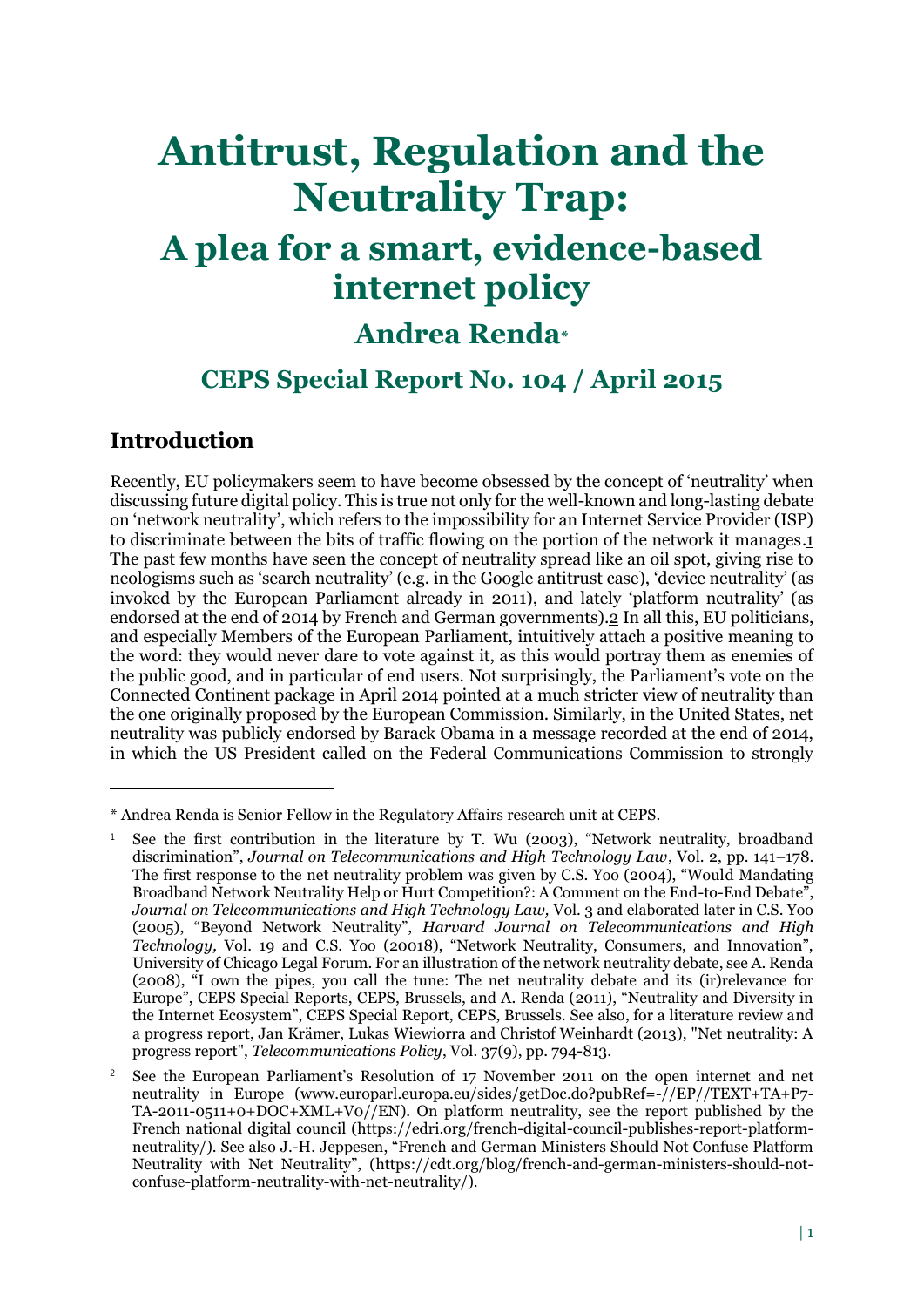# Antitrust, Regulation and the Neutrality Trap:

## A plea for a smart, evidence-based internet policy

### Andrea Renda*

### CEPS Special Report No. 104 / April 2015

## Introduction

Recently, EU policymakers seem to have become obsessed by the concept of 'neutrality' when discussing future digital policy. This is true not only for the well-known and long-lasting debate on 'network neutrality', which refers to the impossibility for an Internet Service Provider (ISP) to discriminate between the bits of traffic flowing on the portion of the network it manages.[1] The past few months have seen the concept of neutrality spread like an oil spot, giving rise to neologisms such as 'search neutrality' (e.g. in the Google antitrust case), 'device neutrality' (as invoked by the European Parliament already in 2011), and lately 'platform neutrality' (as endorsed at the end of 2014 by French and German governments).[2] In all this, EU politicians, and especially Members of the European Parliament, intuitively attach a positive meaning to the word: they would never dare to vote against it, as this would portray them as enemies of the public good, and in particular of end users. Not surprisingly, the Parliament's vote on the Connected Continent package in April 2014 pointed at a much stricter view of neutrality than the one originally proposed by the European Commission. Similarly, in the United States, net neutrality was publicly endorsed by Barack Obama in a message recorded at the end of 2014, in which the US President called on the Federal Communications Commission to strongly

---

\* Andrea Renda is Senior Fellow in the Regulatory Affairs research unit at CEPS.

[1] See the first contribution in the literature by T. Wu (2003), "Network neutrality, broadband discrimination", *Journal on Telecommunications and High Technology Law*, Vol. 2, pp. 141–178. The first response to the net neutrality problem was given by C.S. Yoo (2004), "Would Mandating Broadband Network Neutrality Help or Hurt Competition?: A Comment on the End-to-End Debate", *Journal on Telecommunications and High Technology Law,* Vol. 3 and elaborated later in C.S. Yoo (2005), "Beyond Network Neutrality", *Harvard Journal on Telecommunications and High Technology,* Vol. 19 and C.S. Yoo (20018), "Network Neutrality, Consumers, and Innovation", University of Chicago Legal Forum. For an illustration of the network neutrality debate, see A. Renda (2008), "I own the pipes, you call the tune: The net neutrality debate and its (ir)relevance for Europe", CEPS Special Reports, CEPS, Brussels, and A. Renda (2011), "Neutrality and Diversity in the Internet Ecosystem", CEPS Special Report, CEPS, Brussels. See also, for a literature review and a progress report, Jan Krämer, Lukas Wiewiorra and Christof Weinhardt (2013), "Net neutrality: A progress report", *Telecommunications Policy*, Vol. 37(9), pp. 794-813.

[2] See the European Parliament's Resolution of 17 November 2011 on the open internet and net neutrality in Europe (www.europarl.europa.eu/sides/getDoc.do?pubRef=-//EP//TEXT+TA+P7-TA-2011-0511+0+DOC+XML+V0//EN). On platform neutrality, see the report published by the French national digital council (https://edri.org/french-digital-council-publishes-report-platform-neutrality/). See also J.-H. Jeppesen, "French and German Ministers Should Not Confuse Platform Neutrality with Net Neutrality", (https://cdt.org/blog/french-and-german-ministers-should-not-confuse-platform-neutrality-with-net-neutrality/).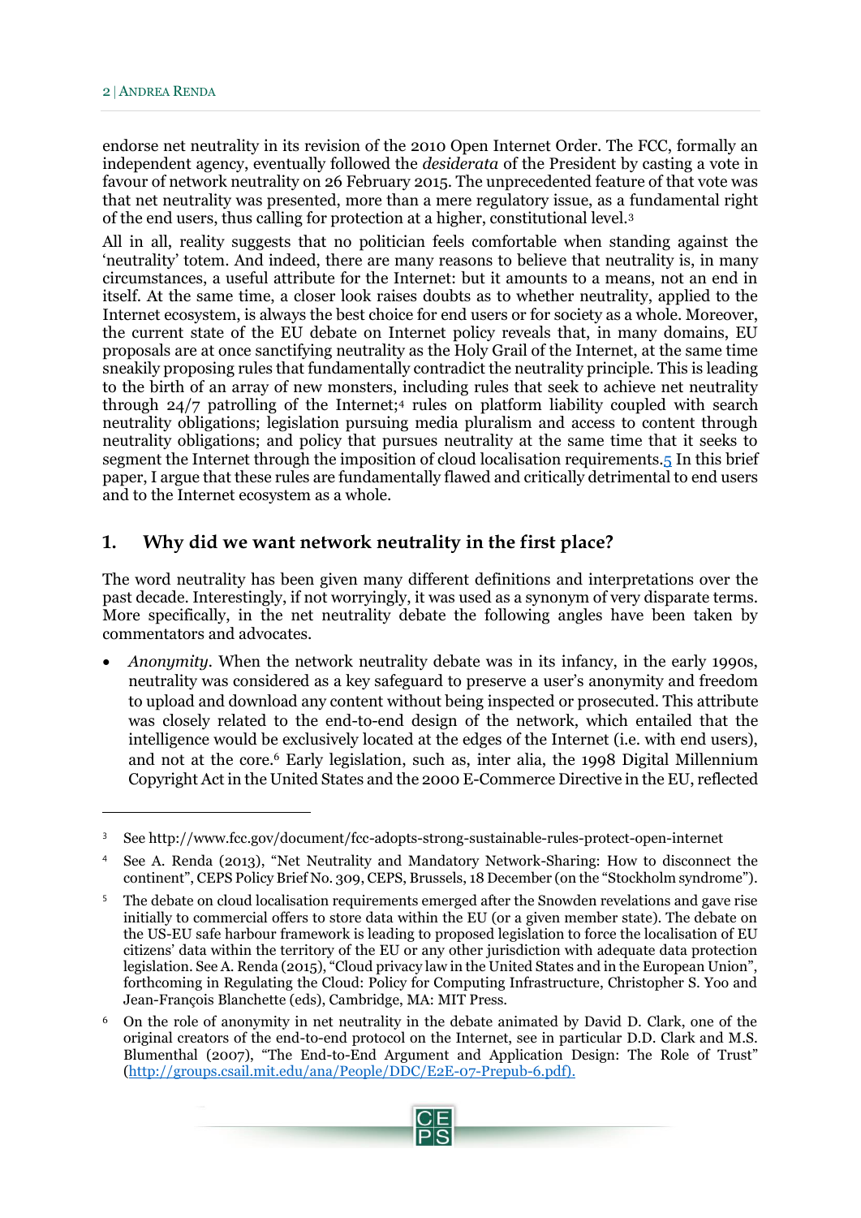endorse net neutrality in its revision of the 2010 Open Internet Order. The FCC, formally an independent agency, eventually followed the *desiderata* of the President by casting a vote in favour of network neutrality on 26 February 2015. The unprecedented feature of that vote was that net neutrality was presented, more than a mere regulatory issue, as a fundamental right of the end users, thus calling for protection at a higher, constitutional level.[3]

All in all, reality suggests that no politician feels comfortable when standing against the 'neutrality' totem. And indeed, there are many reasons to believe that neutrality is, in many circumstances, a useful attribute for the Internet: but it amounts to a means, not an end in itself. At the same time, a closer look raises doubts as to whether neutrality, applied to the Internet ecosystem, is always the best choice for end users or for society as a whole. Moreover, the current state of the EU debate on Internet policy reveals that, in many domains, EU proposals are at once sanctifying neutrality as the Holy Grail of the Internet, at the same time sneakily proposing rules that fundamentally contradict the neutrality principle. This is leading to the birth of an array of new monsters, including rules that seek to achieve net neutrality through 24/7 patrolling of the Internet;[4] rules on platform liability coupled with search neutrality obligations; legislation pursuing media pluralism and access to content through neutrality obligations; and policy that pursues neutrality at the same time that it seeks to segment the Internet through the imposition of cloud localisation requirements.[5] In this brief paper, I argue that these rules are fundamentally flawed and critically detrimental to end users and to the Internet ecosystem as a whole.

## 1. Why did we want network neutrality in the first place?

The word neutrality has been given many different definitions and interpretations over the past decade. Interestingly, if not worryingly, it was used as a synonym of very disparate terms. More specifically, in the net neutrality debate the following angles have been taken by commentators and advocates.

- *Anonymity*. When the network neutrality debate was in its infancy, in the early 1990s, neutrality was considered as a key safeguard to preserve a user's anonymity and freedom to upload and download any content without being inspected or prosecuted. This attribute was closely related to the end-to-end design of the network, which entailed that the intelligence would be exclusively located at the edges of the Internet (i.e. with end users), and not at the core.[6] Early legislation, such as, inter alia, the 1998 Digital Millennium Copyright Act in the United States and the 2000 E-Commerce Directive in the EU, reflected

---

[3] See http://www.fcc.gov/document/fcc-adopts-strong-sustainable-rules-protect-open-internet

[4] See A. Renda (2013), "Net Neutrality and Mandatory Network-Sharing: How to disconnect the continent", CEPS Policy Brief No. 309, CEPS, Brussels, 18 December (on the "Stockholm syndrome").

[5] The debate on cloud localisation requirements emerged after the Snowden revelations and gave rise initially to commercial offers to store data within the EU (or a given member state). The debate on the US-EU safe harbour framework is leading to proposed legislation to force the localisation of EU citizens' data within the territory of the EU or any other jurisdiction with adequate data protection legislation. See A. Renda (2015), "Cloud privacy law in the United States and in the European Union", forthcoming in Regulating the Cloud: Policy for Computing Infrastructure, Christopher S. Yoo and Jean-François Blanchette (eds), Cambridge, MA: MIT Press.

[6] On the role of anonymity in net neutrality in the debate animated by David D. Clark, one of the original creators of the end-to-end protocol on the Internet, see in particular D.D. Clark and M.S. Blumenthal (2007), "The End-to-End Argument and Application Design: The Role of Trust" (http://groups.csail.mit.edu/ana/People/DDC/E2E-07-Prepub-6.pdf).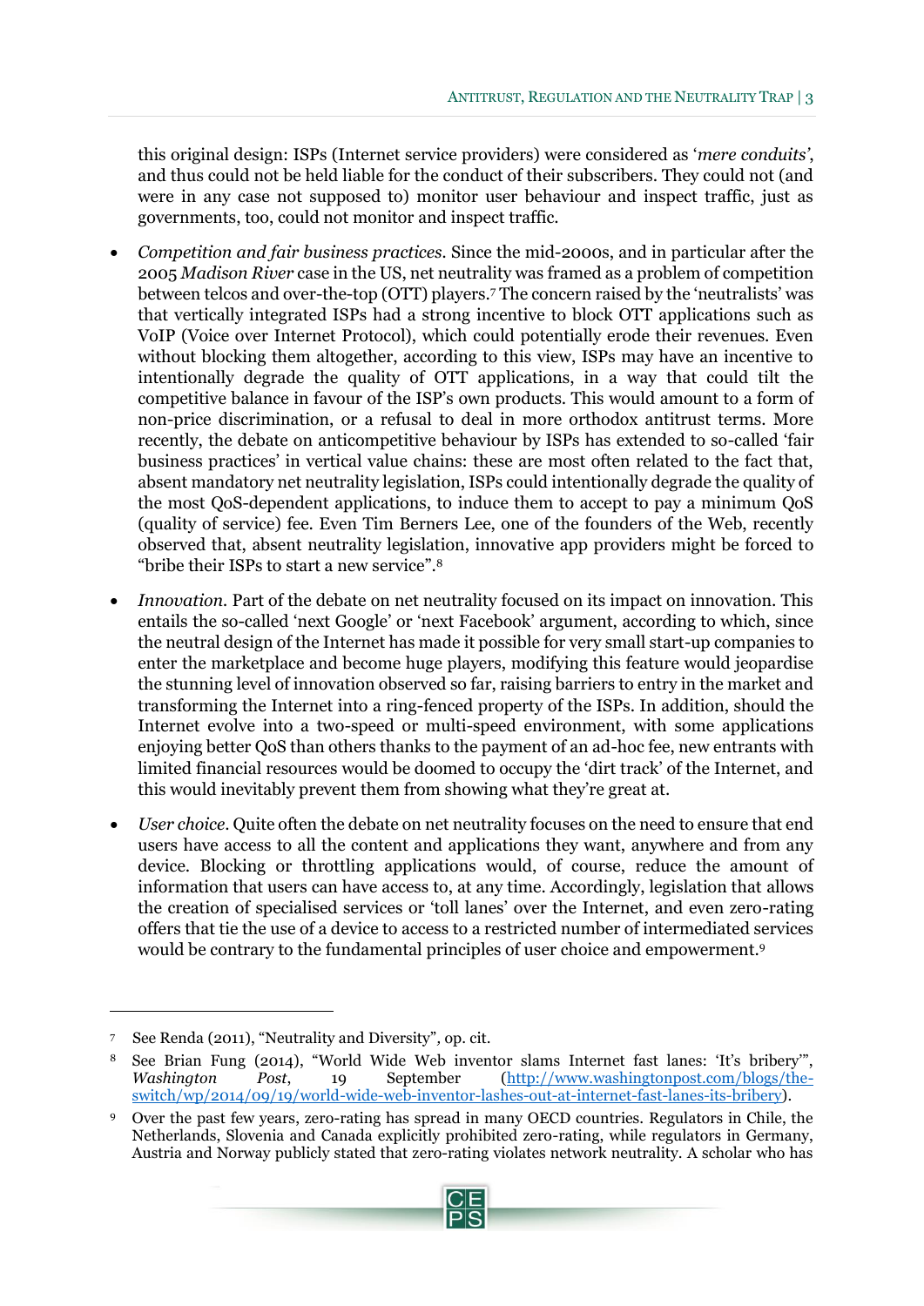this original design: ISPs (Internet service providers) were considered as '*mere conduits'*, and thus could not be held liable for the conduct of their subscribers. They could not (and were in any case not supposed to) monitor user behaviour and inspect traffic, just as governments, too, could not monitor and inspect traffic.

- *Competition and fair business practices*. Since the mid-2000s, and in particular after the 2005 *Madison River* case in the US, net neutrality was framed as a problem of competition between telcos and over-the-top (OTT) players.[7] The concern raised by the 'neutralists' was that vertically integrated ISPs had a strong incentive to block OTT applications such as VoIP (Voice over Internet Protocol), which could potentially erode their revenues. Even without blocking them altogether, according to this view, ISPs may have an incentive to intentionally degrade the quality of OTT applications, in a way that could tilt the competitive balance in favour of the ISP's own products. This would amount to a form of non-price discrimination, or a refusal to deal in more orthodox antitrust terms. More recently, the debate on anticompetitive behaviour by ISPs has extended to so-called 'fair business practices' in vertical value chains: these are most often related to the fact that, absent mandatory net neutrality legislation, ISPs could intentionally degrade the quality of the most QoS-dependent applications, to induce them to accept to pay a minimum QoS (quality of service) fee. Even Tim Berners Lee, one of the founders of the Web, recently observed that, absent neutrality legislation, innovative app providers might be forced to "bribe their ISPs to start a new service".[8]

- *Innovation*. Part of the debate on net neutrality focused on its impact on innovation. This entails the so-called 'next Google' or 'next Facebook' argument, according to which, since the neutral design of the Internet has made it possible for very small start-up companies to enter the marketplace and become huge players, modifying this feature would jeopardise the stunning level of innovation observed so far, raising barriers to entry in the market and transforming the Internet into a ring-fenced property of the ISPs. In addition, should the Internet evolve into a two-speed or multi-speed environment, with some applications enjoying better QoS than others thanks to the payment of an ad-hoc fee, new entrants with limited financial resources would be doomed to occupy the 'dirt track' of the Internet, and this would inevitably prevent them from showing what they're great at.

- *User choice*. Quite often the debate on net neutrality focuses on the need to ensure that end users have access to all the content and applications they want, anywhere and from any device. Blocking or throttling applications would, of course, reduce the amount of information that users can have access to, at any time. Accordingly, legislation that allows the creation of specialised services or 'toll lanes' over the Internet, and even zero-rating offers that tie the use of a device to access to a restricted number of intermediated services would be contrary to the fundamental principles of user choice and empowerment.[9]

---

7 See Renda (2011), "Neutrality and Diversity", op. cit.

8 See Brian Fung (2014), "World Wide Web inventor slams Internet fast lanes: 'It's bribery'", *Washington Post*, 19 September (http://www.washingtonpost.com/blogs/the-switch/wp/2014/09/19/world-wide-web-inventor-lashes-out-at-internet-fast-lanes-its-bribery).

9 Over the past few years, zero-rating has spread in many OECD countries. Regulators in Chile, the Netherlands, Slovenia and Canada explicitly prohibited zero-rating, while regulators in Germany, Austria and Norway publicly stated that zero-rating violates network neutrality. A scholar who has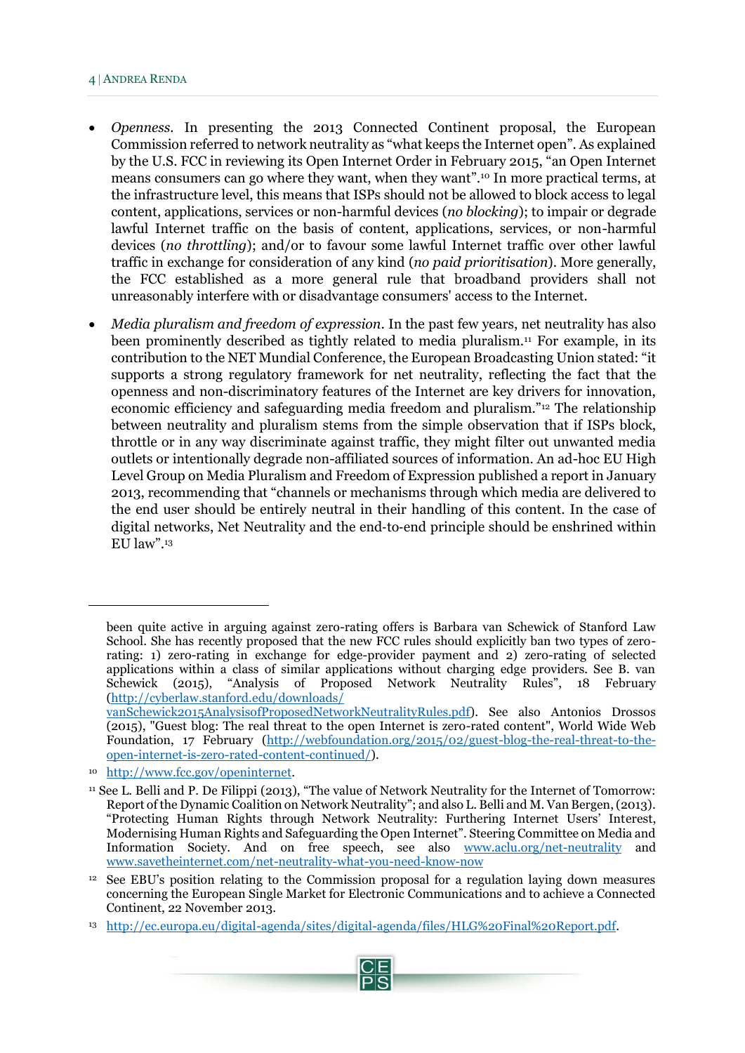- *Openness*. In presenting the 2013 Connected Continent proposal, the European Commission referred to network neutrality as "what keeps the Internet open". As explained by the U.S. FCC in reviewing its Open Internet Order in February 2015, "an Open Internet means consumers can go where they want, when they want".[10] In more practical terms, at the infrastructure level, this means that ISPs should not be allowed to block access to legal content, applications, services or non-harmful devices (*no blocking*); to impair or degrade lawful Internet traffic on the basis of content, applications, services, or non-harmful devices (*no throttling*); and/or to favour some lawful Internet traffic over other lawful traffic in exchange for consideration of any kind (*no paid prioritisation*). More generally, the FCC established as a more general rule that broadband providers shall not unreasonably interfere with or disadvantage consumers' access to the Internet.

- *Media pluralism and freedom of expression*. In the past few years, net neutrality has also been prominently described as tightly related to media pluralism.[11] For example, in its contribution to the NET Mundial Conference, the European Broadcasting Union stated: "it supports a strong regulatory framework for net neutrality, reflecting the fact that the openness and non-discriminatory features of the Internet are key drivers for innovation, economic efficiency and safeguarding media freedom and pluralism."[12] The relationship between neutrality and pluralism stems from the simple observation that if ISPs block, throttle or in any way discriminate against traffic, they might filter out unwanted media outlets or intentionally degrade non-affiliated sources of information. An ad-hoc EU High Level Group on Media Pluralism and Freedom of Expression published a report in January 2013, recommending that "channels or mechanisms through which media are delivered to the end user should be entirely neutral in their handling of this content. In the case of digital networks, Net Neutrality and the end-to-end principle should be enshrined within EU law".[13]

---

been quite active in arguing against zero-rating offers is Barbara van Schewick of Stanford Law School. She has recently proposed that the new FCC rules should explicitly ban two types of zero-rating: 1) zero-rating in exchange for edge-provider payment and 2) zero-rating of selected applications within a class of similar applications without charging edge providers. See B. van Schewick (2015), "Analysis of Proposed Network Neutrality Rules", 18 February (http://cyberlaw.stanford.edu/downloads/vanSchewick2015AnalysisofProposedNetworkNeutralityRules.pdf). See also Antonios Drossos (2015), "Guest blog: The real threat to the open Internet is zero-rated content", World Wide Web Foundation, 17 February (http://webfoundation.org/2015/02/guest-blog-the-real-threat-to-the-open-internet-is-zero-rated-content-continued/).

[10] http://www.fcc.gov/openinternet.

[11] See L. Belli and P. De Filippi (2013), "The value of Network Neutrality for the Internet of Tomorrow: Report of the Dynamic Coalition on Network Neutrality"; and also L. Belli and M. Van Bergen, (2013). "Protecting Human Rights through Network Neutrality: Furthering Internet Users' Interest, Modernising Human Rights and Safeguarding the Open Internet". Steering Committee on Media and Information Society. And on free speech, see also www.aclu.org/net-neutrality and www.savetheinternet.com/net-neutrality-what-you-need-know-now

[12] See EBU's position relating to the Commission proposal for a regulation laying down measures concerning the European Single Market for Electronic Communications and to achieve a Connected Continent, 22 November 2013.

[13] http://ec.europa.eu/digital-agenda/sites/digital-agenda/files/HLG%20Final%20Report.pdf.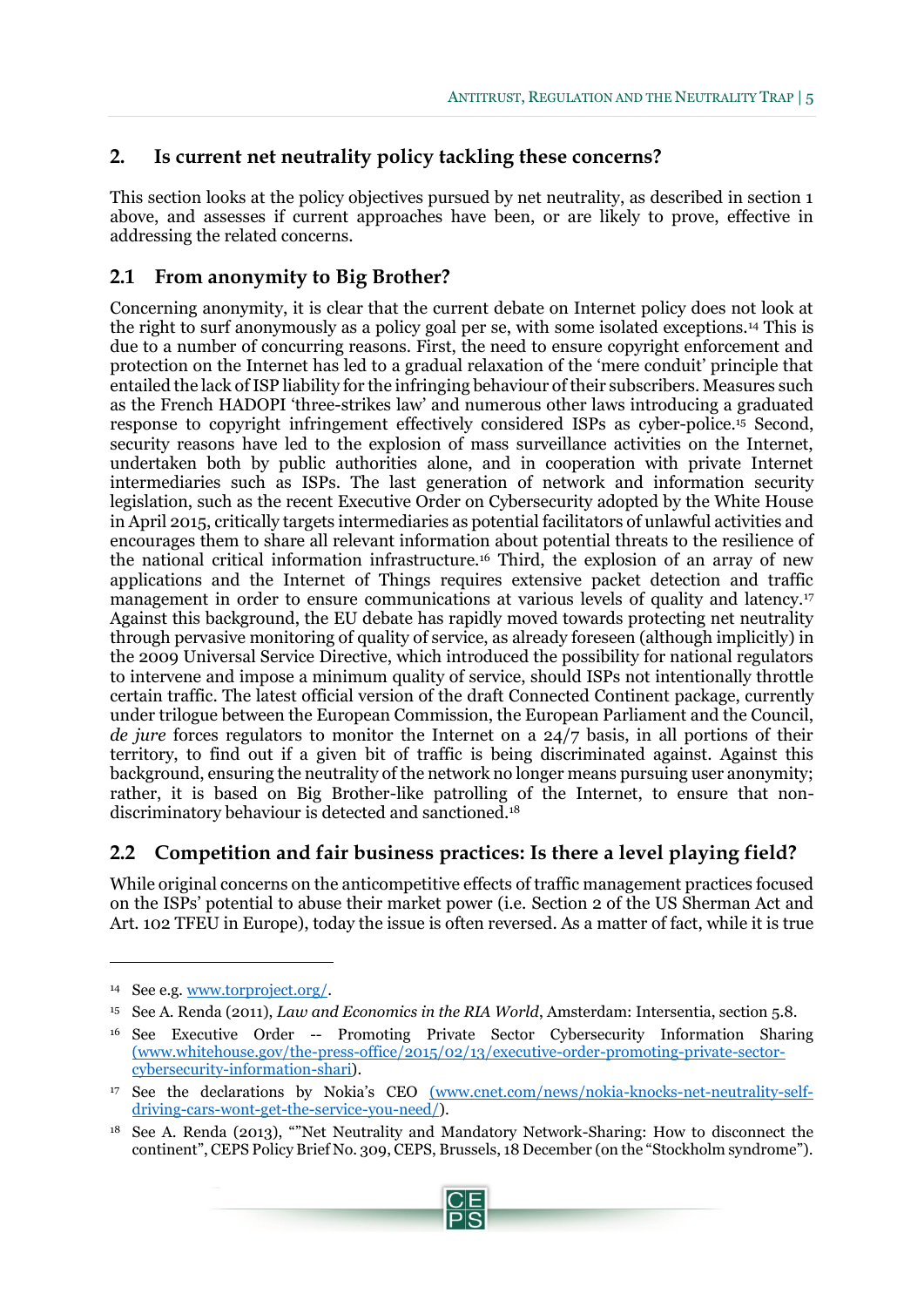## 2. Is current net neutrality policy tackling these concerns?

This section looks at the policy objectives pursued by net neutrality, as described in section 1 above, and assesses if current approaches have been, or are likely to prove, effective in addressing the related concerns.

### 2.1 From anonymity to Big Brother?

Concerning anonymity, it is clear that the current debate on Internet policy does not look at the right to surf anonymously as a policy goal per se, with some isolated exceptions.[14] This is due to a number of concurring reasons. First, the need to ensure copyright enforcement and protection on the Internet has led to a gradual relaxation of the 'mere conduit' principle that entailed the lack of ISP liability for the infringing behaviour of their subscribers. Measures such as the French HADOPI 'three-strikes law' and numerous other laws introducing a graduated response to copyright infringement effectively considered ISPs as cyber-police.[15] Second, security reasons have led to the explosion of mass surveillance activities on the Internet, undertaken both by public authorities alone, and in cooperation with private Internet intermediaries such as ISPs. The last generation of network and information security legislation, such as the recent Executive Order on Cybersecurity adopted by the White House in April 2015, critically targets intermediaries as potential facilitators of unlawful activities and encourages them to share all relevant information about potential threats to the resilience of the national critical information infrastructure.[16] Third, the explosion of an array of new applications and the Internet of Things requires extensive packet detection and traffic management in order to ensure communications at various levels of quality and latency.[17] Against this background, the EU debate has rapidly moved towards protecting net neutrality through pervasive monitoring of quality of service, as already foreseen (although implicitly) in the 2009 Universal Service Directive, which introduced the possibility for national regulators to intervene and impose a minimum quality of service, should ISPs not intentionally throttle certain traffic. The latest official version of the draft Connected Continent package, currently under trilogue between the European Commission, the European Parliament and the Council, *de jure* forces regulators to monitor the Internet on a 24/7 basis, in all portions of their territory, to find out if a given bit of traffic is being discriminated against. Against this background, ensuring the neutrality of the network no longer means pursuing user anonymity; rather, it is based on Big Brother-like patrolling of the Internet, to ensure that non-discriminatory behaviour is detected and sanctioned.[18]

### 2.2 Competition and fair business practices: Is there a level playing field?

While original concerns on the anticompetitive effects of traffic management practices focused on the ISPs' potential to abuse their market power (i.e. Section 2 of the US Sherman Act and Art. 102 TFEU in Europe), today the issue is often reversed. As a matter of fact, while it is true

---

[14] See e.g. www.torproject.org/.

[15] See A. Renda (2011), *Law and Economics in the RIA World*, Amsterdam: Intersentia, section 5.8.

[16] See Executive Order -- Promoting Private Sector Cybersecurity Information Sharing (www.whitehouse.gov/the-press-office/2015/02/13/executive-order-promoting-private-sector-cybersecurity-information-shari).

[17] See the declarations by Nokia's CEO (www.cnet.com/news/nokia-knocks-net-neutrality-self-driving-cars-wont-get-the-service-you-need/).

[18] See A. Renda (2013), ""Net Neutrality and Mandatory Network-Sharing: How to disconnect the continent", CEPS Policy Brief No. 309, CEPS, Brussels, 18 December (on the "Stockholm syndrome").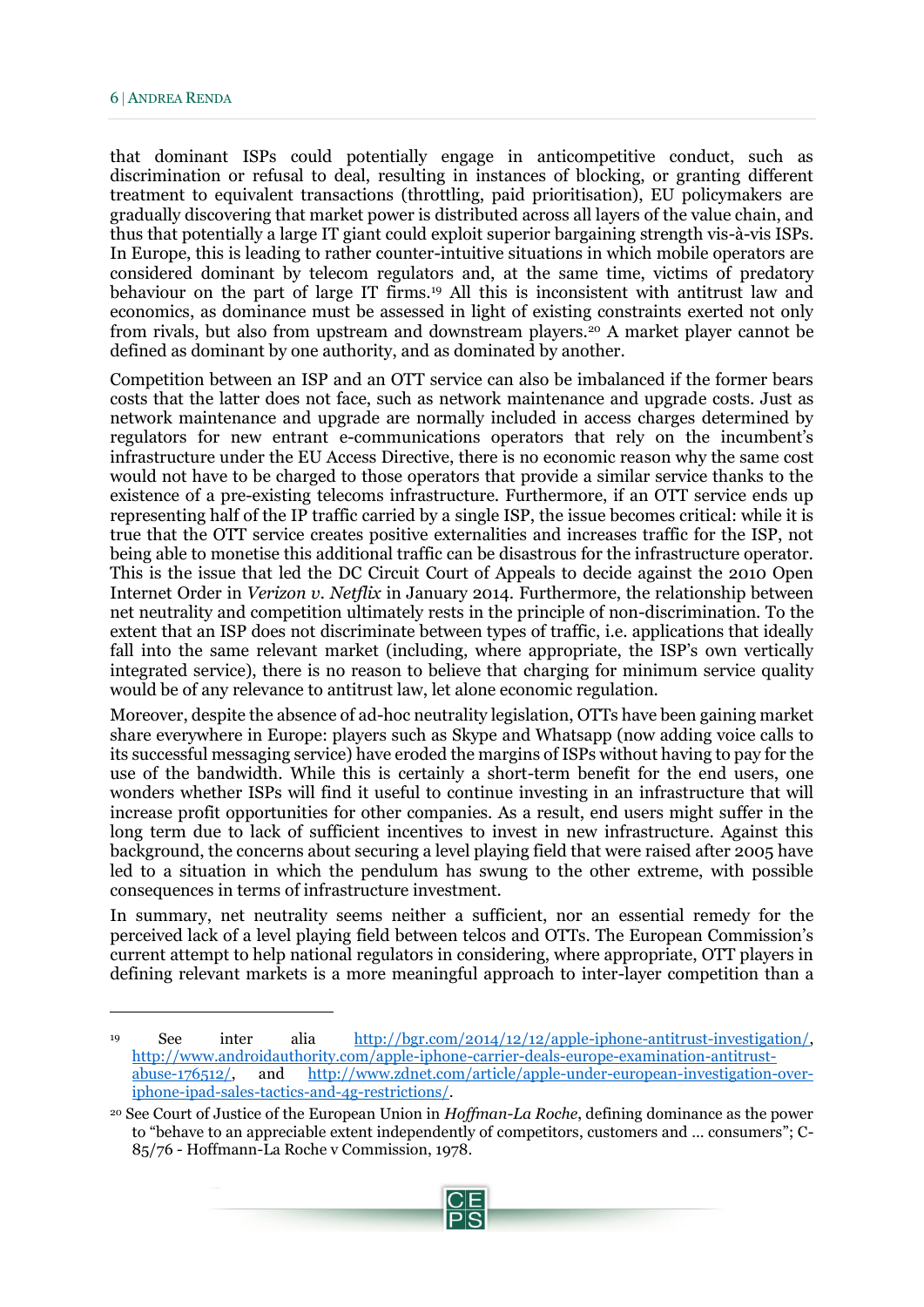that dominant ISPs could potentially engage in anticompetitive conduct, such as discrimination or refusal to deal, resulting in instances of blocking, or granting different treatment to equivalent transactions (throttling, paid prioritisation), EU policymakers are gradually discovering that market power is distributed across all layers of the value chain, and thus that potentially a large IT giant could exploit superior bargaining strength vis-à-vis ISPs. In Europe, this is leading to rather counter-intuitive situations in which mobile operators are considered dominant by telecom regulators and, at the same time, victims of predatory behaviour on the part of large IT firms.[19] All this is inconsistent with antitrust law and economics, as dominance must be assessed in light of existing constraints exerted not only from rivals, but also from upstream and downstream players.[20] A market player cannot be defined as dominant by one authority, and as dominated by another.

Competition between an ISP and an OTT service can also be imbalanced if the former bears costs that the latter does not face, such as network maintenance and upgrade costs. Just as network maintenance and upgrade are normally included in access charges determined by regulators for new entrant e-communications operators that rely on the incumbent's infrastructure under the EU Access Directive, there is no economic reason why the same cost would not have to be charged to those operators that provide a similar service thanks to the existence of a pre-existing telecoms infrastructure. Furthermore, if an OTT service ends up representing half of the IP traffic carried by a single ISP, the issue becomes critical: while it is true that the OTT service creates positive externalities and increases traffic for the ISP, not being able to monetise this additional traffic can be disastrous for the infrastructure operator. This is the issue that led the DC Circuit Court of Appeals to decide against the 2010 Open Internet Order in *Verizon v. Netflix* in January 2014. Furthermore, the relationship between net neutrality and competition ultimately rests in the principle of non-discrimination. To the extent that an ISP does not discriminate between types of traffic, i.e. applications that ideally fall into the same relevant market (including, where appropriate, the ISP's own vertically integrated service), there is no reason to believe that charging for minimum service quality would be of any relevance to antitrust law, let alone economic regulation.

Moreover, despite the absence of ad-hoc neutrality legislation, OTTs have been gaining market share everywhere in Europe: players such as Skype and Whatsapp (now adding voice calls to its successful messaging service) have eroded the margins of ISPs without having to pay for the use of the bandwidth. While this is certainly a short-term benefit for the end users, one wonders whether ISPs will find it useful to continue investing in an infrastructure that will increase profit opportunities for other companies. As a result, end users might suffer in the long term due to lack of sufficient incentives to invest in new infrastructure. Against this background, the concerns about securing a level playing field that were raised after 2005 have led to a situation in which the pendulum has swung to the other extreme, with possible consequences in terms of infrastructure investment.

In summary, net neutrality seems neither a sufficient, nor an essential remedy for the perceived lack of a level playing field between telcos and OTTs. The European Commission's current attempt to help national regulators in considering, where appropriate, OTT players in defining relevant markets is a more meaningful approach to inter-layer competition than a

---

[19] See inter alia http://bgr.com/2014/12/12/apple-iphone-antitrust-investigation/, http://www.androidauthority.com/apple-iphone-carrier-deals-europe-examination-antitrust-abuse-176512/, and http://www.zdnet.com/article/apple-under-european-investigation-over-iphone-ipad-sales-tactics-and-4g-restrictions/.

[20] See Court of Justice of the European Union in *Hoffman-La Roche*, defining dominance as the power to "behave to an appreciable extent independently of competitors, customers and … consumers"; C-85/76 - Hoffmann-La Roche v Commission, 1978.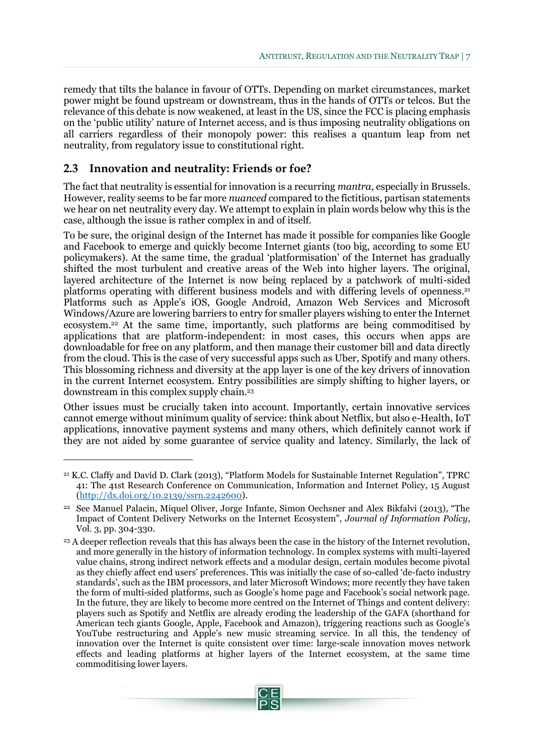remedy that tilts the balance in favour of OTTs. Depending on market circumstances, market power might be found upstream or downstream, thus in the hands of OTTs or telcos. But the relevance of this debate is now weakened, at least in the US, since the FCC is placing emphasis on the 'public utility' nature of Internet access, and is thus imposing neutrality obligations on all carriers regardless of their monopoly power: this realises a quantum leap from net neutrality, from regulatory issue to constitutional right.

## 2.3 Innovation and neutrality: Friends or foe?

The fact that neutrality is essential for innovation is a recurring *mantra*, especially in Brussels. However, reality seems to be far more *nuanced* compared to the fictitious, partisan statements we hear on net neutrality every day. We attempt to explain in plain words below why this is the case, although the issue is rather complex in and of itself.

To be sure, the original design of the Internet has made it possible for companies like Google and Facebook to emerge and quickly become Internet giants (too big, according to some EU policymakers). At the same time, the gradual 'platformisation' of the Internet has gradually shifted the most turbulent and creative areas of the Web into higher layers. The original, layered architecture of the Internet is now being replaced by a patchwork of multi-sided platforms operating with different business models and with differing levels of openness.[21] Platforms such as Apple's iOS, Google Android, Amazon Web Services and Microsoft Windows/Azure are lowering barriers to entry for smaller players wishing to enter the Internet ecosystem.[22] At the same time, importantly, such platforms are being commoditised by applications that are platform-independent: in most cases, this occurs when apps are downloadable for free on any platform, and then manage their customer bill and data directly from the cloud. This is the case of very successful apps such as Uber, Spotify and many others. This blossoming richness and diversity at the app layer is one of the key drivers of innovation in the current Internet ecosystem. Entry possibilities are simply shifting to higher layers, or downstream in this complex supply chain.[23]

Other issues must be crucially taken into account. Importantly, certain innovative services cannot emerge without minimum quality of service: think about Netflix, but also e-Health, IoT applications, innovative payment systems and many others, which definitely cannot work if they are not aided by some guarantee of service quality and latency. Similarly, the lack of

---

[21] K.C. Claffy and David D. Clark (2013), "Platform Models for Sustainable Internet Regulation", TPRC 41: The 41st Research Conference on Communication, Information and Internet Policy, 15 August (http://dx.doi.org/10.2139/ssrn.2242600).

[22] See Manuel Palacin, Miquel Oliver, Jorge Infante, Simon Oechsner and Alex Bikfalvi (2013), "The Impact of Content Delivery Networks on the Internet Ecosystem", *Journal of Information Policy*, Vol. 3, pp. 304-330.

[23] A deeper reflection reveals that this has always been the case in the history of the Internet revolution, and more generally in the history of information technology. In complex systems with multi-layered value chains, strong indirect network effects and a modular design, certain modules become pivotal as they chiefly affect end users' preferences. This was initially the case of so-called 'de-facto industry standards', such as the IBM processors, and later Microsoft Windows; more recently they have taken the form of multi-sided platforms, such as Google's home page and Facebook's social network page. In the future, they are likely to become more centred on the Internet of Things and content delivery: players such as Spotify and Netflix are already eroding the leadership of the GAFA (shorthand for American tech giants Google, Apple, Facebook and Amazon), triggering reactions such as Google's YouTube restructuring and Apple's new music streaming service. In all this, the tendency of innovation over the Internet is quite consistent over time: large-scale innovation moves network effects and leading platforms at higher layers of the Internet ecosystem, at the same time commoditising lower layers.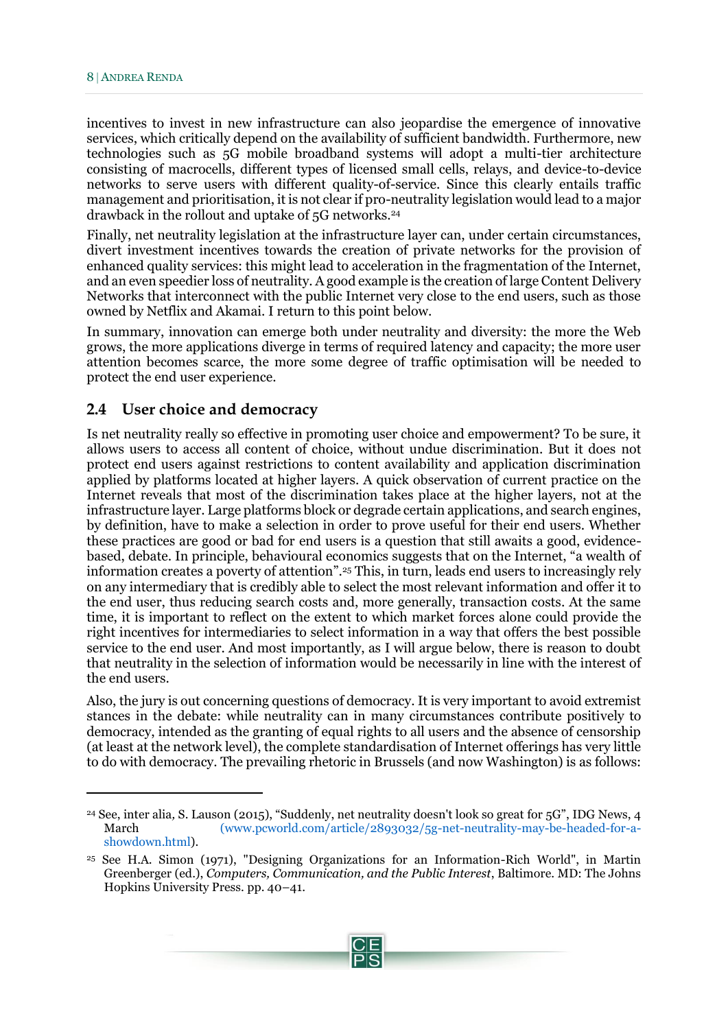incentives to invest in new infrastructure can also jeopardise the emergence of innovative services, which critically depend on the availability of sufficient bandwidth. Furthermore, new technologies such as 5G mobile broadband systems will adopt a multi-tier architecture consisting of macrocells, different types of licensed small cells, relays, and device-to-device networks to serve users with different quality-of-service. Since this clearly entails traffic management and prioritisation, it is not clear if pro-neutrality legislation would lead to a major drawback in the rollout and uptake of 5G networks.[24]

Finally, net neutrality legislation at the infrastructure layer can, under certain circumstances, divert investment incentives towards the creation of private networks for the provision of enhanced quality services: this might lead to acceleration in the fragmentation of the Internet, and an even speedier loss of neutrality. A good example is the creation of large Content Delivery Networks that interconnect with the public Internet very close to the end users, such as those owned by Netflix and Akamai. I return to this point below.

In summary, innovation can emerge both under neutrality and diversity: the more the Web grows, the more applications diverge in terms of required latency and capacity; the more user attention becomes scarce, the more some degree of traffic optimisation will be needed to protect the end user experience.

## 2.4 User choice and democracy

Is net neutrality really so effective in promoting user choice and empowerment? To be sure, it allows users to access all content of choice, without undue discrimination. But it does not protect end users against restrictions to content availability and application discrimination applied by platforms located at higher layers. A quick observation of current practice on the Internet reveals that most of the discrimination takes place at the higher layers, not at the infrastructure layer. Large platforms block or degrade certain applications, and search engines, by definition, have to make a selection in order to prove useful for their end users. Whether these practices are good or bad for end users is a question that still awaits a good, evidence-based, debate. In principle, behavioural economics suggests that on the Internet, "a wealth of information creates a poverty of attention".[25] This, in turn, leads end users to increasingly rely on any intermediary that is credibly able to select the most relevant information and offer it to the end user, thus reducing search costs and, more generally, transaction costs. At the same time, it is important to reflect on the extent to which market forces alone could provide the right incentives for intermediaries to select information in a way that offers the best possible service to the end user. And most importantly, as I will argue below, there is reason to doubt that neutrality in the selection of information would be necessarily in line with the interest of the end users.

Also, the jury is out concerning questions of democracy. It is very important to avoid extremist stances in the debate: while neutrality can in many circumstances contribute positively to democracy, intended as the granting of equal rights to all users and the absence of censorship (at least at the network level), the complete standardisation of Internet offerings has very little to do with democracy. The prevailing rhetoric in Brussels (and now Washington) is as follows:

---

[24] See, inter alia, S. Lauson (2015), "Suddenly, net neutrality doesn't look so great for 5G", IDG News, 4 March (www.pcworld.com/article/2893032/5g-net-neutrality-may-be-headed-for-a-showdown.html).

[25] See H.A. Simon (1971), "Designing Organizations for an Information-Rich World", in Martin Greenberger (ed.), *Computers, Communication, and the Public Interest*, Baltimore. MD: The Johns Hopkins University Press. pp. 40–41.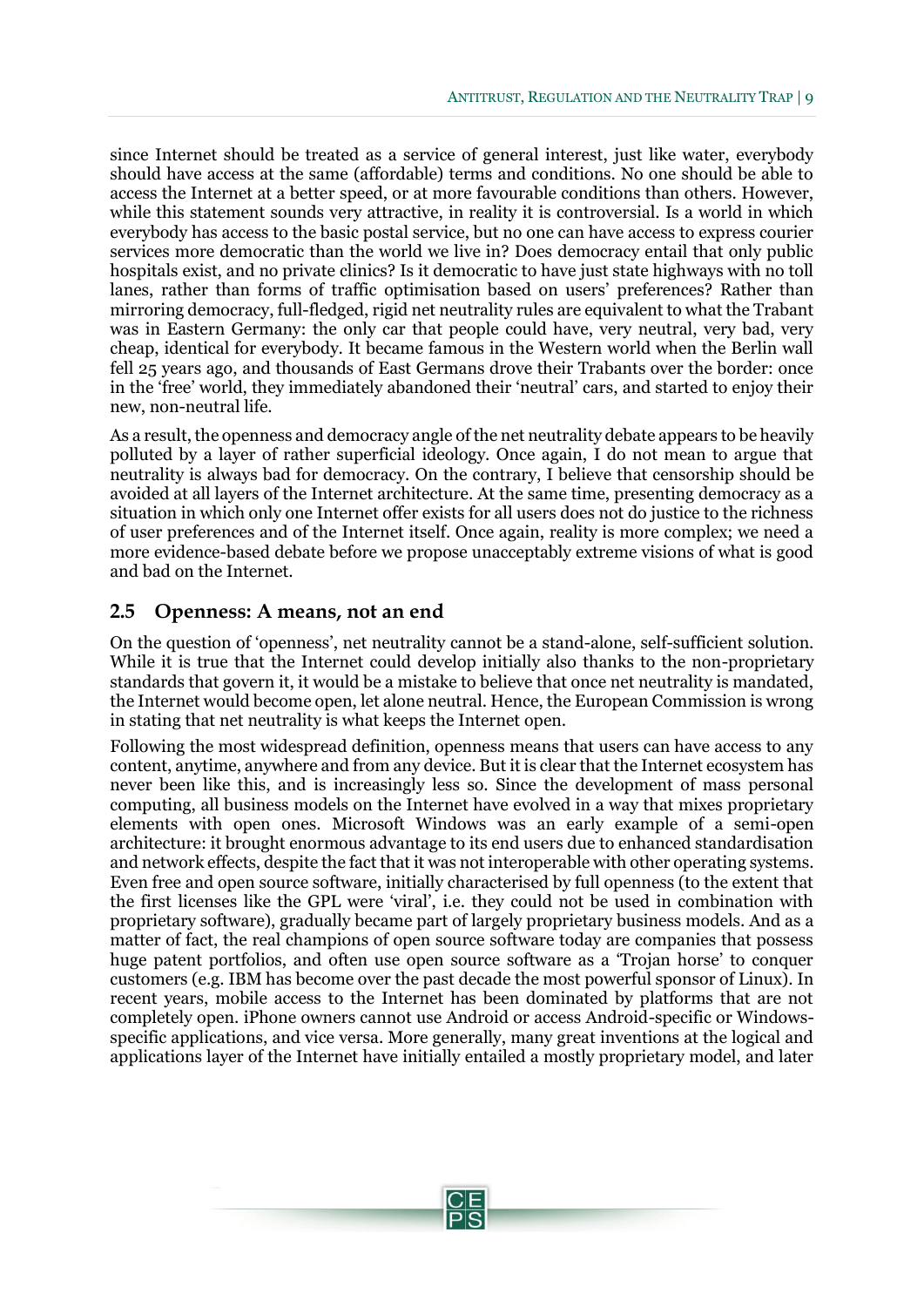since Internet should be treated as a service of general interest, just like water, everybody should have access at the same (affordable) terms and conditions. No one should be able to access the Internet at a better speed, or at more favourable conditions than others. However, while this statement sounds very attractive, in reality it is controversial. Is a world in which everybody has access to the basic postal service, but no one can have access to express courier services more democratic than the world we live in? Does democracy entail that only public hospitals exist, and no private clinics? Is it democratic to have just state highways with no toll lanes, rather than forms of traffic optimisation based on users' preferences? Rather than mirroring democracy, full-fledged, rigid net neutrality rules are equivalent to what the Trabant was in Eastern Germany: the only car that people could have, very neutral, very bad, very cheap, identical for everybody. It became famous in the Western world when the Berlin wall fell 25 years ago, and thousands of East Germans drove their Trabants over the border: once in the 'free' world, they immediately abandoned their 'neutral' cars, and started to enjoy their new, non-neutral life.

As a result, the openness and democracy angle of the net neutrality debate appears to be heavily polluted by a layer of rather superficial ideology. Once again, I do not mean to argue that neutrality is always bad for democracy. On the contrary, I believe that censorship should be avoided at all layers of the Internet architecture. At the same time, presenting democracy as a situation in which only one Internet offer exists for all users does not do justice to the richness of user preferences and of the Internet itself. Once again, reality is more complex; we need a more evidence-based debate before we propose unacceptably extreme visions of what is good and bad on the Internet.

## 2.5 Openness: A means, not an end

On the question of 'openness', net neutrality cannot be a stand-alone, self-sufficient solution. While it is true that the Internet could develop initially also thanks to the non-proprietary standards that govern it, it would be a mistake to believe that once net neutrality is mandated, the Internet would become open, let alone neutral. Hence, the European Commission is wrong in stating that net neutrality is what keeps the Internet open.

Following the most widespread definition, openness means that users can have access to any content, anytime, anywhere and from any device. But it is clear that the Internet ecosystem has never been like this, and is increasingly less so. Since the development of mass personal computing, all business models on the Internet have evolved in a way that mixes proprietary elements with open ones. Microsoft Windows was an early example of a semi-open architecture: it brought enormous advantage to its end users due to enhanced standardisation and network effects, despite the fact that it was not interoperable with other operating systems. Even free and open source software, initially characterised by full openness (to the extent that the first licenses like the GPL were 'viral', i.e. they could not be used in combination with proprietary software), gradually became part of largely proprietary business models. And as a matter of fact, the real champions of open source software today are companies that possess huge patent portfolios, and often use open source software as a 'Trojan horse' to conquer customers (e.g. IBM has become over the past decade the most powerful sponsor of Linux). In recent years, mobile access to the Internet has been dominated by platforms that are not completely open. iPhone owners cannot use Android or access Android-specific or Windows-specific applications, and vice versa. More generally, many great inventions at the logical and applications layer of the Internet have initially entailed a mostly proprietary model, and later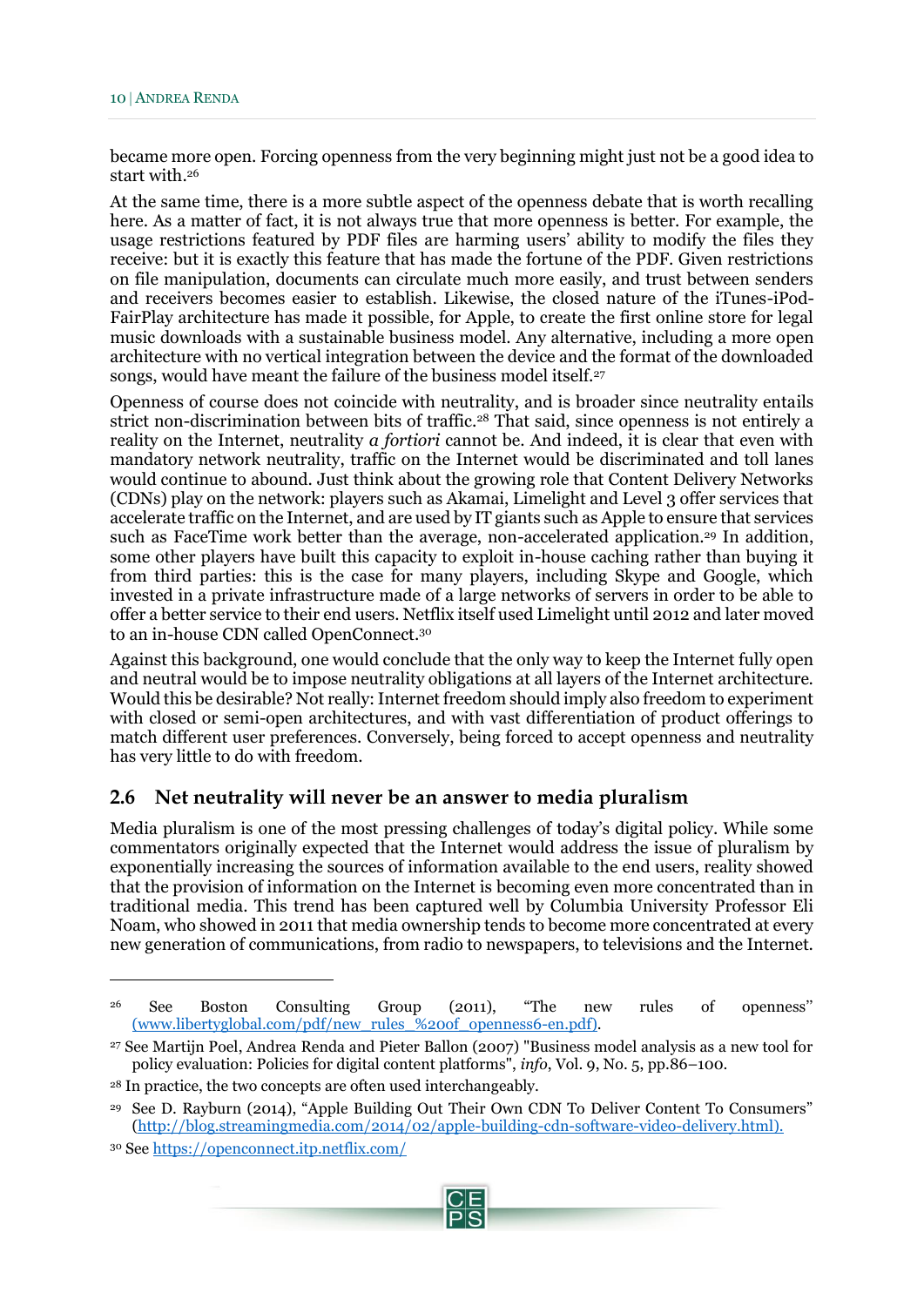became more open. Forcing openness from the very beginning might just not be a good idea to start with.[26]

At the same time, there is a more subtle aspect of the openness debate that is worth recalling here. As a matter of fact, it is not always true that more openness is better. For example, the usage restrictions featured by PDF files are harming users' ability to modify the files they receive: but it is exactly this feature that has made the fortune of the PDF. Given restrictions on file manipulation, documents can circulate much more easily, and trust between senders and receivers becomes easier to establish. Likewise, the closed nature of the iTunes-iPod-FairPlay architecture has made it possible, for Apple, to create the first online store for legal music downloads with a sustainable business model. Any alternative, including a more open architecture with no vertical integration between the device and the format of the downloaded songs, would have meant the failure of the business model itself.[27]

Openness of course does not coincide with neutrality, and is broader since neutrality entails strict non-discrimination between bits of traffic.[28] That said, since openness is not entirely a reality on the Internet, neutrality *a fortiori* cannot be. And indeed, it is clear that even with mandatory network neutrality, traffic on the Internet would be discriminated and toll lanes would continue to abound. Just think about the growing role that Content Delivery Networks (CDNs) play on the network: players such as Akamai, Limelight and Level 3 offer services that accelerate traffic on the Internet, and are used by IT giants such as Apple to ensure that services such as FaceTime work better than the average, non-accelerated application.[29] In addition, some other players have built this capacity to exploit in-house caching rather than buying it from third parties: this is the case for many players, including Skype and Google, which invested in a private infrastructure made of a large networks of servers in order to be able to offer a better service to their end users. Netflix itself used Limelight until 2012 and later moved to an in-house CDN called OpenConnect.[30]

Against this background, one would conclude that the only way to keep the Internet fully open and neutral would be to impose neutrality obligations at all layers of the Internet architecture. Would this be desirable? Not really: Internet freedom should imply also freedom to experiment with closed or semi-open architectures, and with vast differentiation of product offerings to match different user preferences. Conversely, being forced to accept openness and neutrality has very little to do with freedom.

## 2.6 Net neutrality will never be an answer to media pluralism

Media pluralism is one of the most pressing challenges of today's digital policy. While some commentators originally expected that the Internet would address the issue of pluralism by exponentially increasing the sources of information available to the end users, reality showed that the provision of information on the Internet is becoming even more concentrated than in traditional media. This trend has been captured well by Columbia University Professor Eli Noam, who showed in 2011 that media ownership tends to become more concentrated at every new generation of communications, from radio to newspapers, to televisions and the Internet.

---

[26] See Boston Consulting Group (2011), "The new rules of openness" (www.libertyglobal.com/pdf/new_rules_%20of_openness6-en.pdf).

[27] See Martijn Poel, Andrea Renda and Pieter Ballon (2007) "Business model analysis as a new tool for policy evaluation: Policies for digital content platforms", *info*, Vol. 9, No. 5, pp.86–100.

[28] In practice, the two concepts are often used interchangeably.

[29] See D. Rayburn (2014), "Apple Building Out Their Own CDN To Deliver Content To Consumers" (http://blog.streamingmedia.com/2014/02/apple-building-cdn-software-video-delivery.html).

[30] See https://openconnect.itp.netflix.com/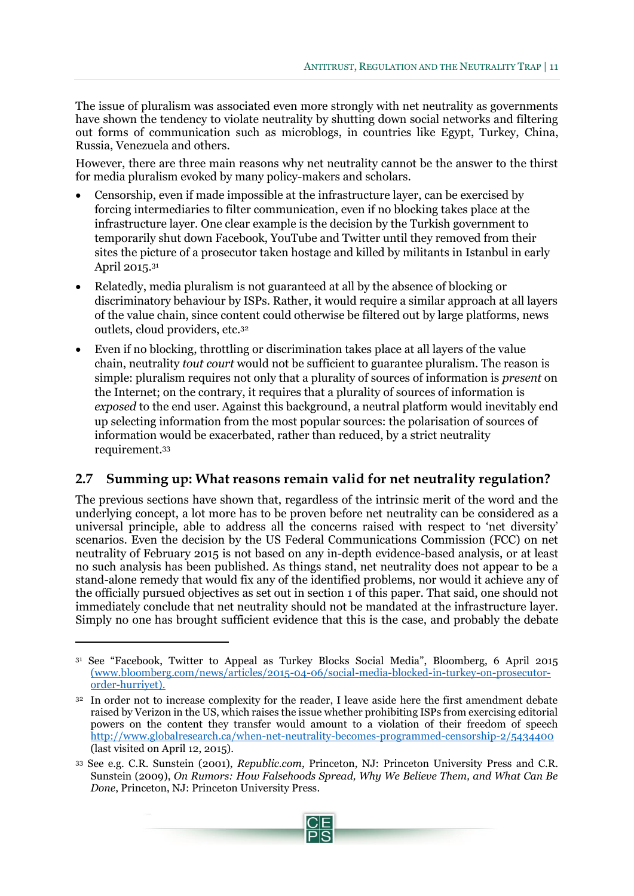The issue of pluralism was associated even more strongly with net neutrality as governments have shown the tendency to violate neutrality by shutting down social networks and filtering out forms of communication such as microblogs, in countries like Egypt, Turkey, China, Russia, Venezuela and others.

However, there are three main reasons why net neutrality cannot be the answer to the thirst for media pluralism evoked by many policy-makers and scholars.

- Censorship, even if made impossible at the infrastructure layer, can be exercised by forcing intermediaries to filter communication, even if no blocking takes place at the infrastructure layer. One clear example is the decision by the Turkish government to temporarily shut down Facebook, YouTube and Twitter until they removed from their sites the picture of a prosecutor taken hostage and killed by militants in Istanbul in early April 2015.[31]
- Relatedly, media pluralism is not guaranteed at all by the absence of blocking or discriminatory behaviour by ISPs. Rather, it would require a similar approach at all layers of the value chain, since content could otherwise be filtered out by large platforms, news outlets, cloud providers, etc.[32]
- Even if no blocking, throttling or discrimination takes place at all layers of the value chain, neutrality *tout court* would not be sufficient to guarantee pluralism. The reason is simple: pluralism requires not only that a plurality of sources of information is *present* on the Internet; on the contrary, it requires that a plurality of sources of information is *exposed* to the end user. Against this background, a neutral platform would inevitably end up selecting information from the most popular sources: the polarisation of sources of information would be exacerbated, rather than reduced, by a strict neutrality requirement.[33]

## 2.7 Summing up: What reasons remain valid for net neutrality regulation?

The previous sections have shown that, regardless of the intrinsic merit of the word and the underlying concept, a lot more has to be proven before net neutrality can be considered as a universal principle, able to address all the concerns raised with respect to 'net diversity' scenarios. Even the decision by the US Federal Communications Commission (FCC) on net neutrality of February 2015 is not based on any in-depth evidence-based analysis, or at least no such analysis has been published. As things stand, net neutrality does not appear to be a stand-alone remedy that would fix any of the identified problems, nor would it achieve any of the officially pursued objectives as set out in section 1 of this paper. That said, one should not immediately conclude that net neutrality should not be mandated at the infrastructure layer. Simply no one has brought sufficient evidence that this is the case, and probably the debate

---

[31] See "Facebook, Twitter to Appeal as Turkey Blocks Social Media", Bloomberg, 6 April 2015 (www.bloomberg.com/news/articles/2015-04-06/social-media-blocked-in-turkey-on-prosecutor-order-hurriyet).

[32] In order not to increase complexity for the reader, I leave aside here the first amendment debate raised by Verizon in the US, which raises the issue whether prohibiting ISPs from exercising editorial powers on the content they transfer would amount to a violation of their freedom of speech http://www.globalresearch.ca/when-net-neutrality-becomes-programmed-censorship-2/5434400 (last visited on April 12, 2015).

[33] See e.g. C.R. Sunstein (2001), *Republic.com*, Princeton, NJ: Princeton University Press and C.R. Sunstein (2009), *On Rumors: How Falsehoods Spread, Why We Believe Them, and What Can Be Done*, Princeton, NJ: Princeton University Press.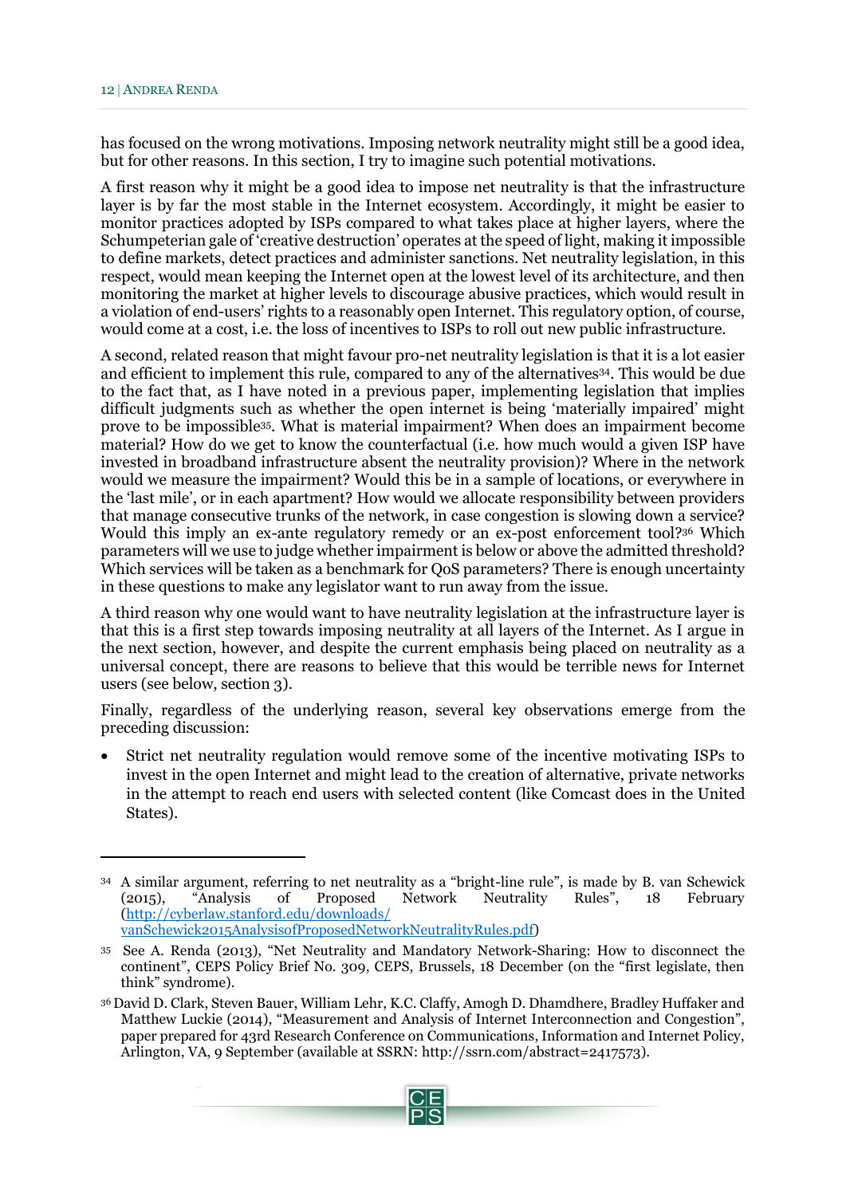has focused on the wrong motivations. Imposing network neutrality might still be a good idea, but for other reasons. In this section, I try to imagine such potential motivations.

A first reason why it might be a good idea to impose net neutrality is that the infrastructure layer is by far the most stable in the Internet ecosystem. Accordingly, it might be easier to monitor practices adopted by ISPs compared to what takes place at higher layers, where the Schumpeterian gale of 'creative destruction' operates at the speed of light, making it impossible to define markets, detect practices and administer sanctions. Net neutrality legislation, in this respect, would mean keeping the Internet open at the lowest level of its architecture, and then monitoring the market at higher levels to discourage abusive practices, which would result in a violation of end-users' rights to a reasonably open Internet. This regulatory option, of course, would come at a cost, i.e. the loss of incentives to ISPs to roll out new public infrastructure.

A second, related reason that might favour pro-net neutrality legislation is that it is a lot easier and efficient to implement this rule, compared to any of the alternatives[34]. This would be due to the fact that, as I have noted in a previous paper, implementing legislation that implies difficult judgments such as whether the open internet is being 'materially impaired' might prove to be impossible[35]. What is material impairment? When does an impairment become material? How do we get to know the counterfactual (i.e. how much would a given ISP have invested in broadband infrastructure absent the neutrality provision)? Where in the network would we measure the impairment? Would this be in a sample of locations, or everywhere in the 'last mile', or in each apartment? How would we allocate responsibility between providers that manage consecutive trunks of the network, in case congestion is slowing down a service? Would this imply an ex-ante regulatory remedy or an ex-post enforcement tool?[36] Which parameters will we use to judge whether impairment is below or above the admitted threshold? Which services will be taken as a benchmark for QoS parameters? There is enough uncertainty in these questions to make any legislator want to run away from the issue.

A third reason why one would want to have neutrality legislation at the infrastructure layer is that this is a first step towards imposing neutrality at all layers of the Internet. As I argue in the next section, however, and despite the current emphasis being placed on neutrality as a universal concept, there are reasons to believe that this would be terrible news for Internet users (see below, section 3).

Finally, regardless of the underlying reason, several key observations emerge from the preceding discussion:

- Strict net neutrality regulation would remove some of the incentive motivating ISPs to invest in the open Internet and might lead to the creation of alternative, private networks in the attempt to reach end users with selected content (like Comcast does in the United States).

---

[34] A similar argument, referring to net neutrality as a "bright-line rule", is made by B. van Schewick (2015), "Analysis of Proposed Network Neutrality Rules", 18 February (http://cyberlaw.stanford.edu/downloads/vanSchewick2015AnalysisofProposedNetworkNeutralityRules.pdf)

[35] See A. Renda (2013), "Net Neutrality and Mandatory Network-Sharing: How to disconnect the continent", CEPS Policy Brief No. 309, CEPS, Brussels, 18 December (on the "first legislate, then think" syndrome).

[36] David D. Clark, Steven Bauer, William Lehr, K.C. Claffy, Amogh D. Dhamdhere, Bradley Huffaker and Matthew Luckie (2014), "Measurement and Analysis of Internet Interconnection and Congestion", paper prepared for 43rd Research Conference on Communications, Information and Internet Policy, Arlington, VA, 9 September (available at SSRN: http://ssrn.com/abstract=2417573).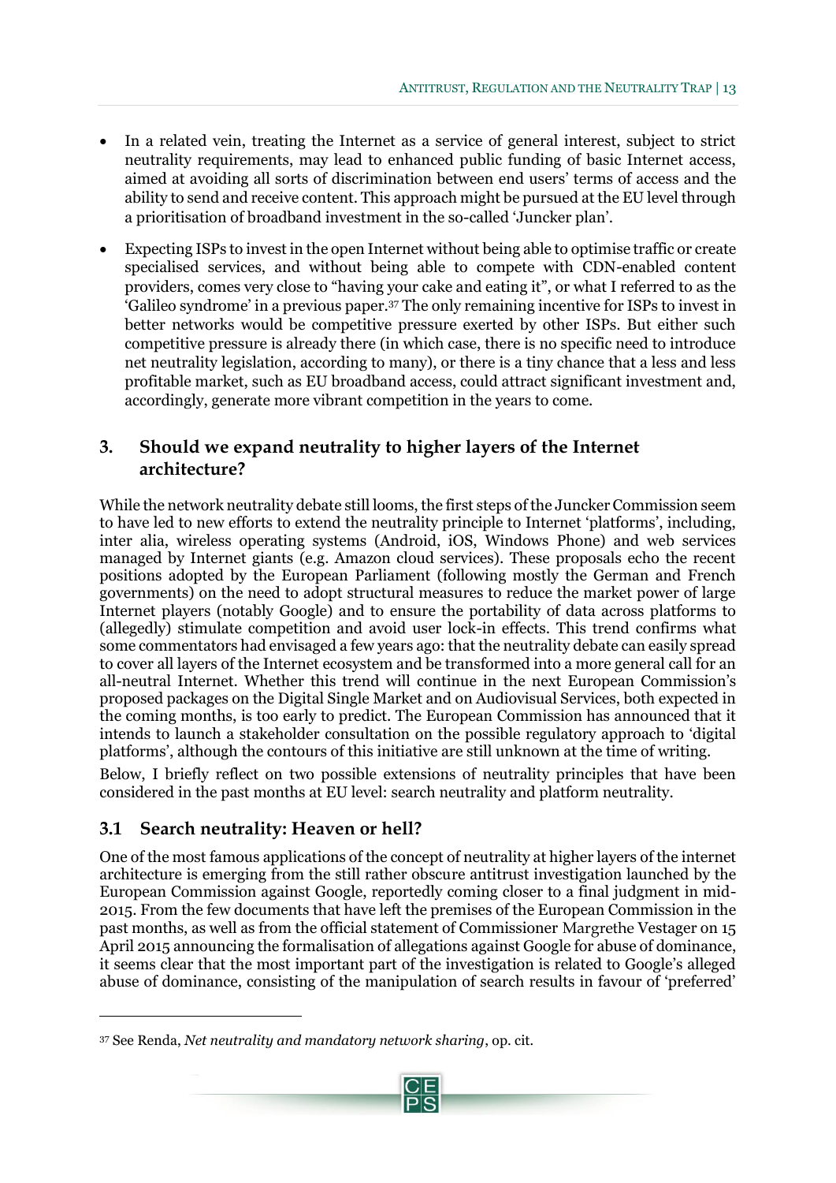- In a related vein, treating the Internet as a service of general interest, subject to strict neutrality requirements, may lead to enhanced public funding of basic Internet access, aimed at avoiding all sorts of discrimination between end users' terms of access and the ability to send and receive content. This approach might be pursued at the EU level through a prioritisation of broadband investment in the so-called 'Juncker plan'.
- Expecting ISPs to invest in the open Internet without being able to optimise traffic or create specialised services, and without being able to compete with CDN-enabled content providers, comes very close to "having your cake and eating it", or what I referred to as the 'Galileo syndrome' in a previous paper.[37] The only remaining incentive for ISPs to invest in better networks would be competitive pressure exerted by other ISPs. But either such competitive pressure is already there (in which case, there is no specific need to introduce net neutrality legislation, according to many), or there is a tiny chance that a less and less profitable market, such as EU broadband access, could attract significant investment and, accordingly, generate more vibrant competition in the years to come.

## 3. Should we expand neutrality to higher layers of the Internet architecture?

While the network neutrality debate still looms, the first steps of the Juncker Commission seem to have led to new efforts to extend the neutrality principle to Internet 'platforms', including, inter alia, wireless operating systems (Android, iOS, Windows Phone) and web services managed by Internet giants (e.g. Amazon cloud services). These proposals echo the recent positions adopted by the European Parliament (following mostly the German and French governments) on the need to adopt structural measures to reduce the market power of large Internet players (notably Google) and to ensure the portability of data across platforms to (allegedly) stimulate competition and avoid user lock-in effects. This trend confirms what some commentators had envisaged a few years ago: that the neutrality debate can easily spread to cover all layers of the Internet ecosystem and be transformed into a more general call for an all-neutral Internet. Whether this trend will continue in the next European Commission's proposed packages on the Digital Single Market and on Audiovisual Services, both expected in the coming months, is too early to predict. The European Commission has announced that it intends to launch a stakeholder consultation on the possible regulatory approach to 'digital platforms', although the contours of this initiative are still unknown at the time of writing.

Below, I briefly reflect on two possible extensions of neutrality principles that have been considered in the past months at EU level: search neutrality and platform neutrality.

### 3.1 Search neutrality: Heaven or hell?

One of the most famous applications of the concept of neutrality at higher layers of the internet architecture is emerging from the still rather obscure antitrust investigation launched by the European Commission against Google, reportedly coming closer to a final judgment in mid-2015. From the few documents that have left the premises of the European Commission in the past months, as well as from the official statement of Commissioner Margrethe Vestager on 15 April 2015 announcing the formalisation of allegations against Google for abuse of dominance, it seems clear that the most important part of the investigation is related to Google's alleged abuse of dominance, consisting of the manipulation of search results in favour of 'preferred'

[37] See Renda, *Net neutrality and mandatory network sharing*, op. cit.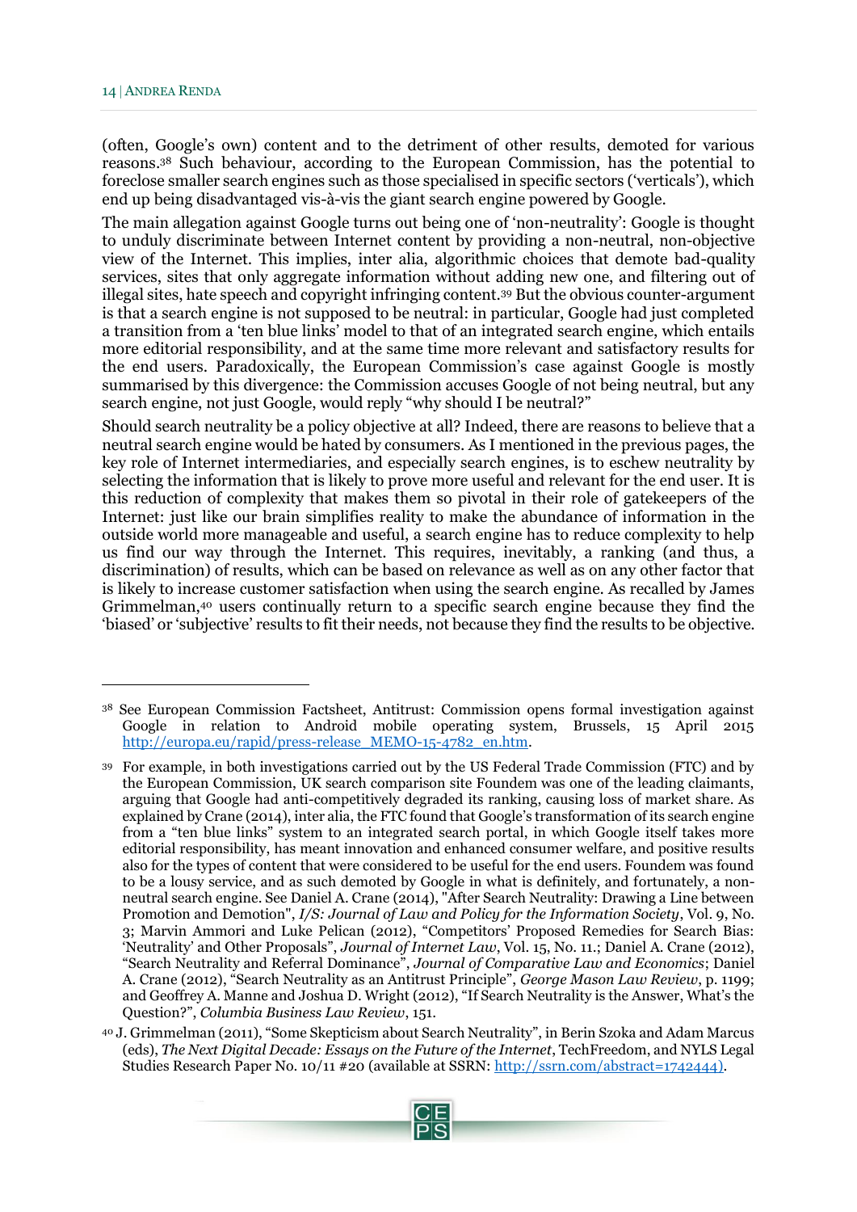(often, Google's own) content and to the detriment of other results, demoted for various reasons.[38] Such behaviour, according to the European Commission, has the potential to foreclose smaller search engines such as those specialised in specific sectors ('verticals'), which end up being disadvantaged vis-à-vis the giant search engine powered by Google.

The main allegation against Google turns out being one of 'non-neutrality': Google is thought to unduly discriminate between Internet content by providing a non-neutral, non-objective view of the Internet. This implies, inter alia, algorithmic choices that demote bad-quality services, sites that only aggregate information without adding new one, and filtering out of illegal sites, hate speech and copyright infringing content.[39] But the obvious counter-argument is that a search engine is not supposed to be neutral: in particular, Google had just completed a transition from a 'ten blue links' model to that of an integrated search engine, which entails more editorial responsibility, and at the same time more relevant and satisfactory results for the end users. Paradoxically, the European Commission's case against Google is mostly summarised by this divergence: the Commission accuses Google of not being neutral, but any search engine, not just Google, would reply "why should I be neutral?"

Should search neutrality be a policy objective at all? Indeed, there are reasons to believe that a neutral search engine would be hated by consumers. As I mentioned in the previous pages, the key role of Internet intermediaries, and especially search engines, is to eschew neutrality by selecting the information that is likely to prove more useful and relevant for the end user. It is this reduction of complexity that makes them so pivotal in their role of gatekeepers of the Internet: just like our brain simplifies reality to make the abundance of information in the outside world more manageable and useful, a search engine has to reduce complexity to help us find our way through the Internet. This requires, inevitably, a ranking (and thus, a discrimination) of results, which can be based on relevance as well as on any other factor that is likely to increase customer satisfaction when using the search engine. As recalled by James Grimmelman,[40] users continually return to a specific search engine because they find the 'biased' or 'subjective' results to fit their needs, not because they find the results to be objective.

---

[38] See European Commission Factsheet, Antitrust: Commission opens formal investigation against Google in relation to Android mobile operating system, Brussels, 15 April 2015 http://europa.eu/rapid/press-release_MEMO-15-4782_en.htm.

[39] For example, in both investigations carried out by the US Federal Trade Commission (FTC) and by the European Commission, UK search comparison site Foundem was one of the leading claimants, arguing that Google had anti-competitively degraded its ranking, causing loss of market share. As explained by Crane (2014), inter alia, the FTC found that Google's transformation of its search engine from a "ten blue links" system to an integrated search portal, in which Google itself takes more editorial responsibility, has meant innovation and enhanced consumer welfare, and positive results also for the types of content that were considered to be useful for the end users. Foundem was found to be a lousy service, and as such demoted by Google in what is definitely, and fortunately, a non-neutral search engine. See Daniel A. Crane (2014), "After Search Neutrality: Drawing a Line between Promotion and Demotion", *I/S: Journal of Law and Policy for the Information Society*, Vol. 9, No. 3; Marvin Ammori and Luke Pelican (2012), "Competitors' Proposed Remedies for Search Bias: 'Neutrality' and Other Proposals", *Journal of Internet Law*, Vol. 15, No. 11.; Daniel A. Crane (2012), "Search Neutrality and Referral Dominance", *Journal of Comparative Law and Economics*; Daniel A. Crane (2012), "Search Neutrality as an Antitrust Principle", *George Mason Law Review*, p. 1199; and Geoffrey A. Manne and Joshua D. Wright (2012), "If Search Neutrality is the Answer, What's the Question?", *Columbia Business Law Review*, 151.

[40] J. Grimmelman (2011), "Some Skepticism about Search Neutrality", in Berin Szoka and Adam Marcus (eds), *The Next Digital Decade: Essays on the Future of the Internet*, TechFreedom, and NYLS Legal Studies Research Paper No. 10/11 #20 (available at SSRN: http://ssrn.com/abstract=1742444).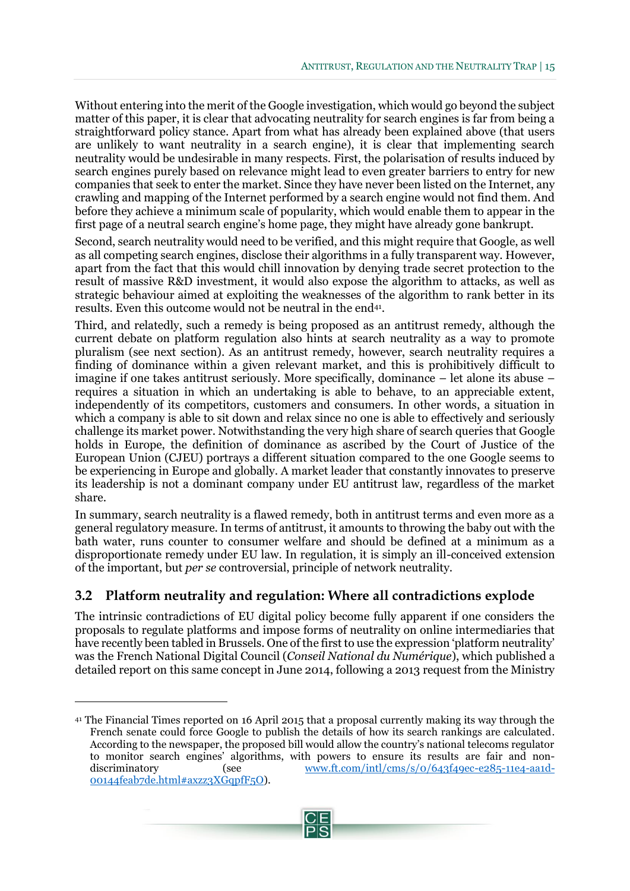Without entering into the merit of the Google investigation, which would go beyond the subject matter of this paper, it is clear that advocating neutrality for search engines is far from being a straightforward policy stance. Apart from what has already been explained above (that users are unlikely to want neutrality in a search engine), it is clear that implementing search neutrality would be undesirable in many respects. First, the polarisation of results induced by search engines purely based on relevance might lead to even greater barriers to entry for new companies that seek to enter the market. Since they have never been listed on the Internet, any crawling and mapping of the Internet performed by a search engine would not find them. And before they achieve a minimum scale of popularity, which would enable them to appear in the first page of a neutral search engine's home page, they might have already gone bankrupt.

Second, search neutrality would need to be verified, and this might require that Google, as well as all competing search engines, disclose their algorithms in a fully transparent way. However, apart from the fact that this would chill innovation by denying trade secret protection to the result of massive R&D investment, it would also expose the algorithm to attacks, as well as strategic behaviour aimed at exploiting the weaknesses of the algorithm to rank better in its results. Even this outcome would not be neutral in the end[41].

Third, and relatedly, such a remedy is being proposed as an antitrust remedy, although the current debate on platform regulation also hints at search neutrality as a way to promote pluralism (see next section). As an antitrust remedy, however, search neutrality requires a finding of dominance within a given relevant market, and this is prohibitively difficult to imagine if one takes antitrust seriously. More specifically, dominance – let alone its abuse – requires a situation in which an undertaking is able to behave, to an appreciable extent, independently of its competitors, customers and consumers. In other words, a situation in which a company is able to sit down and relax since no one is able to effectively and seriously challenge its market power. Notwithstanding the very high share of search queries that Google holds in Europe, the definition of dominance as ascribed by the Court of Justice of the European Union (CJEU) portrays a different situation compared to the one Google seems to be experiencing in Europe and globally. A market leader that constantly innovates to preserve its leadership is not a dominant company under EU antitrust law, regardless of the market share.

In summary, search neutrality is a flawed remedy, both in antitrust terms and even more as a general regulatory measure. In terms of antitrust, it amounts to throwing the baby out with the bath water, runs counter to consumer welfare and should be defined at a minimum as a disproportionate remedy under EU law. In regulation, it is simply an ill-conceived extension of the important, but *per se* controversial, principle of network neutrality.

## 3.2 Platform neutrality and regulation: Where all contradictions explode

The intrinsic contradictions of EU digital policy become fully apparent if one considers the proposals to regulate platforms and impose forms of neutrality on online intermediaries that have recently been tabled in Brussels. One of the first to use the expression 'platform neutrality' was the French National Digital Council (*Conseil National du Numérique*), which published a detailed report on this same concept in June 2014, following a 2013 request from the Ministry

---

[41] The Financial Times reported on 16 April 2015 that a proposal currently making its way through the French senate could force Google to publish the details of how its search rankings are calculated. According to the newspaper, the proposed bill would allow the country's national telecoms regulator to monitor search engines' algorithms, with powers to ensure its results are fair and non-discriminatory (see www.ft.com/intl/cms/s/0/643f49ec-e285-11e4-aa1d-00144feab7de.html#axzz3XGqpfF5O).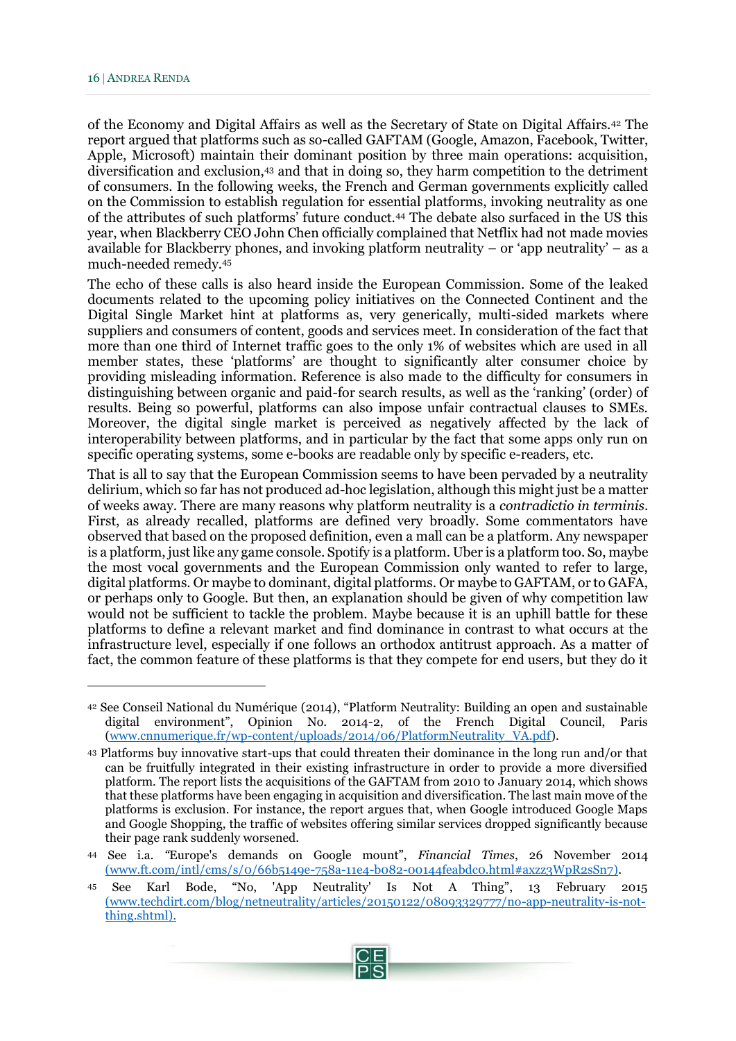of the Economy and Digital Affairs as well as the Secretary of State on Digital Affairs.[42] The report argued that platforms such as so-called GAFTAM (Google, Amazon, Facebook, Twitter, Apple, Microsoft) maintain their dominant position by three main operations: acquisition, diversification and exclusion,[43] and that in doing so, they harm competition to the detriment of consumers. In the following weeks, the French and German governments explicitly called on the Commission to establish regulation for essential platforms, invoking neutrality as one of the attributes of such platforms' future conduct.[44] The debate also surfaced in the US this year, when Blackberry CEO John Chen officially complained that Netflix had not made movies available for Blackberry phones, and invoking platform neutrality – or 'app neutrality' – as a much-needed remedy.[45]

The echo of these calls is also heard inside the European Commission. Some of the leaked documents related to the upcoming policy initiatives on the Connected Continent and the Digital Single Market hint at platforms as, very generically, multi-sided markets where suppliers and consumers of content, goods and services meet. In consideration of the fact that more than one third of Internet traffic goes to the only 1% of websites which are used in all member states, these 'platforms' are thought to significantly alter consumer choice by providing misleading information. Reference is also made to the difficulty for consumers in distinguishing between organic and paid-for search results, as well as the 'ranking' (order) of results. Being so powerful, platforms can also impose unfair contractual clauses to SMEs. Moreover, the digital single market is perceived as negatively affected by the lack of interoperability between platforms, and in particular by the fact that some apps only run on specific operating systems, some e-books are readable only by specific e-readers, etc.

That is all to say that the European Commission seems to have been pervaded by a neutrality delirium, which so far has not produced ad-hoc legislation, although this might just be a matter of weeks away. There are many reasons why platform neutrality is a *contradictio in terminis*. First, as already recalled, platforms are defined very broadly. Some commentators have observed that based on the proposed definition, even a mall can be a platform. Any newspaper is a platform, just like any game console. Spotify is a platform. Uber is a platform too. So, maybe the most vocal governments and the European Commission only wanted to refer to large, digital platforms. Or maybe to dominant, digital platforms. Or maybe to GAFTAM, or to GAFA, or perhaps only to Google. But then, an explanation should be given of why competition law would not be sufficient to tackle the problem. Maybe because it is an uphill battle for these platforms to define a relevant market and find dominance in contrast to what occurs at the infrastructure level, especially if one follows an orthodox antitrust approach. As a matter of fact, the common feature of these platforms is that they compete for end users, but they do it

---

[42] See Conseil National du Numérique (2014), "Platform Neutrality: Building an open and sustainable digital environment", Opinion No. 2014-2, of the French Digital Council, Paris (www.cnnumerique.fr/wp-content/uploads/2014/06/PlatformNeutrality_VA.pdf).

[43] Platforms buy innovative start-ups that could threaten their dominance in the long run and/or that can be fruitfully integrated in their existing infrastructure in order to provide a more diversified platform. The report lists the acquisitions of the GAFTAM from 2010 to January 2014, which shows that these platforms have been engaging in acquisition and diversification. The last main move of the platforms is exclusion. For instance, the report argues that, when Google introduced Google Maps and Google Shopping, the traffic of websites offering similar services dropped significantly because their page rank suddenly worsened.

[44] See i.a. "Europe's demands on Google mount", *Financial Times*, 26 November 2014 (www.ft.com/intl/cms/s/0/66b5149e-758a-11e4-b082-00144feabdc0.html#axzz3WpR2sSn7).

[45] See Karl Bode, "No, 'App Neutrality' Is Not A Thing", 13 February 2015 (www.techdirt.com/blog/netneutrality/articles/20150122/08093329777/no-app-neutrality-is-not-thing.shtml).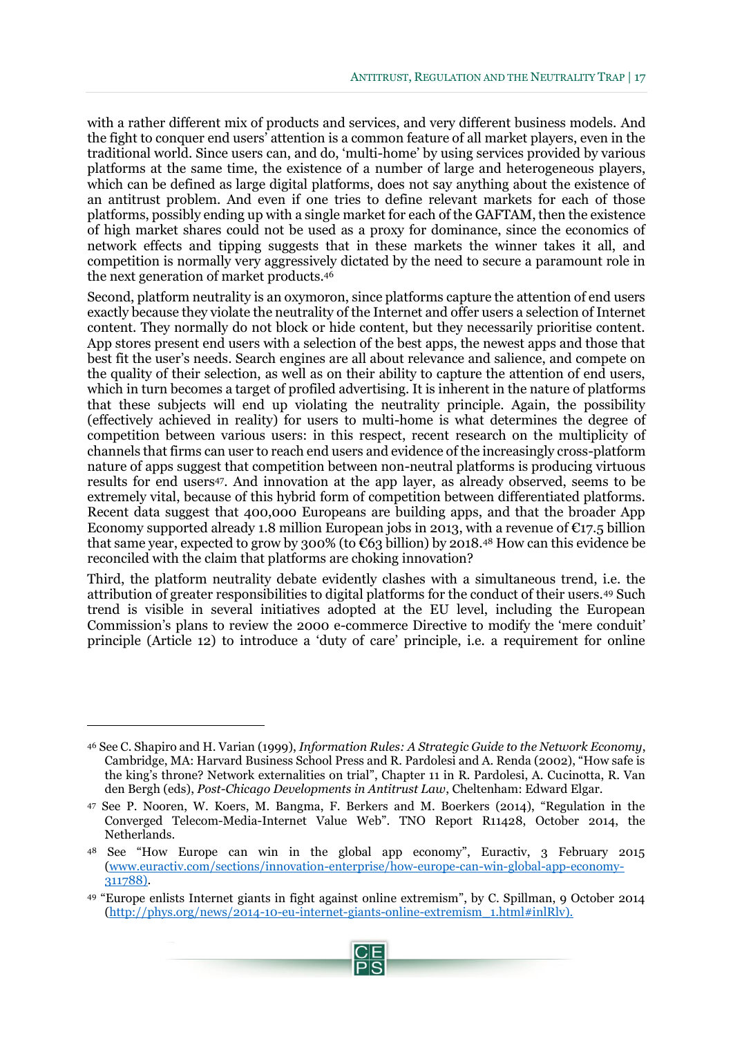with a rather different mix of products and services, and very different business models. And the fight to conquer end users' attention is a common feature of all market players, even in the traditional world. Since users can, and do, 'multi-home' by using services provided by various platforms at the same time, the existence of a number of large and heterogeneous players, which can be defined as large digital platforms, does not say anything about the existence of an antitrust problem. And even if one tries to define relevant markets for each of those platforms, possibly ending up with a single market for each of the GAFTAM, then the existence of high market shares could not be used as a proxy for dominance, since the economics of network effects and tipping suggests that in these markets the winner takes it all, and competition is normally very aggressively dictated by the need to secure a paramount role in the next generation of market products.[46]

Second, platform neutrality is an oxymoron, since platforms capture the attention of end users exactly because they violate the neutrality of the Internet and offer users a selection of Internet content. They normally do not block or hide content, but they necessarily prioritise content. App stores present end users with a selection of the best apps, the newest apps and those that best fit the user's needs. Search engines are all about relevance and salience, and compete on the quality of their selection, as well as on their ability to capture the attention of end users, which in turn becomes a target of profiled advertising. It is inherent in the nature of platforms that these subjects will end up violating the neutrality principle. Again, the possibility (effectively achieved in reality) for users to multi-home is what determines the degree of competition between various users: in this respect, recent research on the multiplicity of channels that firms can user to reach end users and evidence of the increasingly cross-platform nature of apps suggest that competition between non-neutral platforms is producing virtuous results for end users[47]. And innovation at the app layer, as already observed, seems to be extremely vital, because of this hybrid form of competition between differentiated platforms. Recent data suggest that 400,000 Europeans are building apps, and that the broader App Economy supported already 1.8 million European jobs in 2013, with a revenue of €17.5 billion that same year, expected to grow by 300% (to €63 billion) by 2018.[48] How can this evidence be reconciled with the claim that platforms are choking innovation?

Third, the platform neutrality debate evidently clashes with a simultaneous trend, i.e. the attribution of greater responsibilities to digital platforms for the conduct of their users.[49] Such trend is visible in several initiatives adopted at the EU level, including the European Commission's plans to review the 2000 e-commerce Directive to modify the 'mere conduit' principle (Article 12) to introduce a 'duty of care' principle, i.e. a requirement for online

---

[46] See C. Shapiro and H. Varian (1999), *Information Rules: A Strategic Guide to the Network Economy*, Cambridge, MA: Harvard Business School Press and R. Pardolesi and A. Renda (2002), "How safe is the king's throne? Network externalities on trial", Chapter 11 in R. Pardolesi, A. Cucinotta, R. Van den Bergh (eds), *Post-Chicago Developments in Antitrust Law*, Cheltenham: Edward Elgar.

[47] See P. Nooren, W. Koers, M. Bangma, F. Berkers and M. Boerkers (2014), "Regulation in the Converged Telecom-Media-Internet Value Web". TNO Report R11428, October 2014, the Netherlands.

[48] See "How Europe can win in the global app economy", Euractiv, 3 February 2015 (www.euractiv.com/sections/innovation-enterprise/how-europe-can-win-global-app-economy-311788).

[49] "Europe enlists Internet giants in fight against online extremism", by C. Spillman, 9 October 2014 (http://phys.org/news/2014-10-eu-internet-giants-online-extremism_1.html#inlRlv).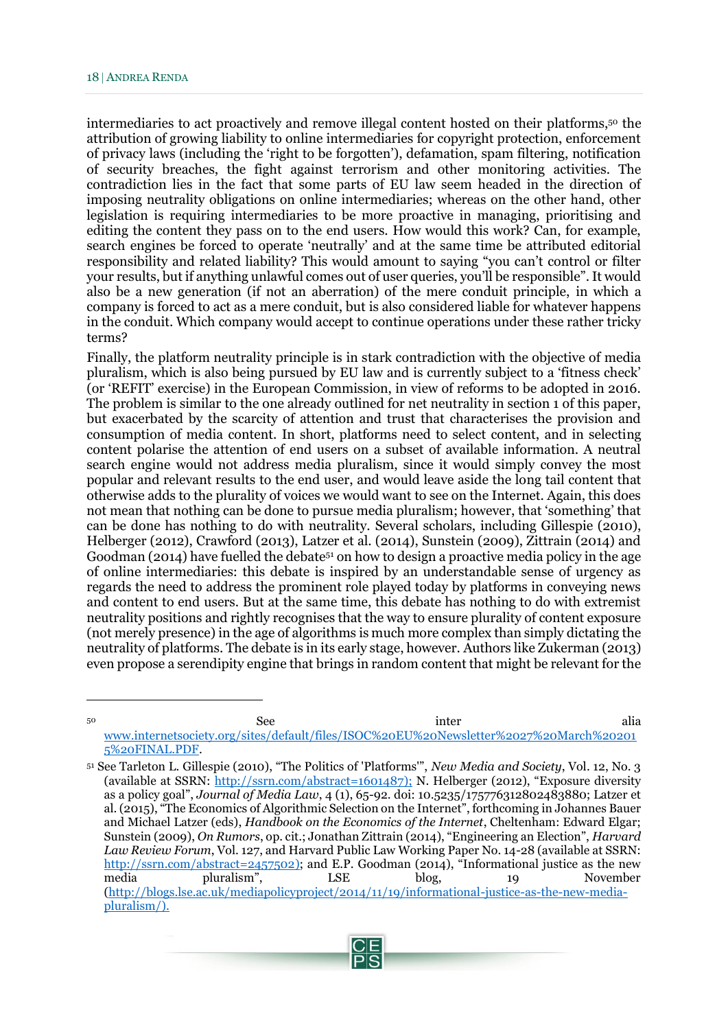intermediaries to act proactively and remove illegal content hosted on their platforms,[50] the attribution of growing liability to online intermediaries for copyright protection, enforcement of privacy laws (including the 'right to be forgotten'), defamation, spam filtering, notification of security breaches, the fight against terrorism and other monitoring activities. The contradiction lies in the fact that some parts of EU law seem headed in the direction of imposing neutrality obligations on online intermediaries; whereas on the other hand, other legislation is requiring intermediaries to be more proactive in managing, prioritising and editing the content they pass on to the end users. How would this work? Can, for example, search engines be forced to operate 'neutrally' and at the same time be attributed editorial responsibility and related liability? This would amount to saying "you can't control or filter your results, but if anything unlawful comes out of user queries, you'll be responsible". It would also be a new generation (if not an aberration) of the mere conduit principle, in which a company is forced to act as a mere conduit, but is also considered liable for whatever happens in the conduit. Which company would accept to continue operations under these rather tricky terms?

Finally, the platform neutrality principle is in stark contradiction with the objective of media pluralism, which is also being pursued by EU law and is currently subject to a 'fitness check' (or 'REFIT' exercise) in the European Commission, in view of reforms to be adopted in 2016. The problem is similar to the one already outlined for net neutrality in section 1 of this paper, but exacerbated by the scarcity of attention and trust that characterises the provision and consumption of media content. In short, platforms need to select content, and in selecting content polarise the attention of end users on a subset of available information. A neutral search engine would not address media pluralism, since it would simply convey the most popular and relevant results to the end user, and would leave aside the long tail content that otherwise adds to the plurality of voices we would want to see on the Internet. Again, this does not mean that nothing can be done to pursue media pluralism; however, that 'something' that can be done has nothing to do with neutrality. Several scholars, including Gillespie (2010), Helberger (2012), Crawford (2013), Latzer et al. (2014), Sunstein (2009), Zittrain (2014) and Goodman (2014) have fuelled the debate[51] on how to design a proactive media policy in the age of online intermediaries: this debate is inspired by an understandable sense of urgency as regards the need to address the prominent role played today by platforms in conveying news and content to end users. But at the same time, this debate has nothing to do with extremist neutrality positions and rightly recognises that the way to ensure plurality of content exposure (not merely presence) in the age of algorithms is much more complex than simply dictating the neutrality of platforms. The debate is in its early stage, however. Authors like Zukerman (2013) even propose a serendipity engine that brings in random content that might be relevant for the

---

[50] See inter alia www.internetsociety.org/sites/default/files/ISOC%20EU%20Newsletter%2027%20March%202015%20FINAL.PDF.

[51] See Tarleton L. Gillespie (2010), "The Politics of 'Platforms'", *New Media and Society*, Vol. 12, No. 3 (available at SSRN: http://ssrn.com/abstract=1601487); N. Helberger (2012), "Exposure diversity as a policy goal", *Journal of Media Law*, 4 (1), 65-92. doi: 10.5235/175776312802483880; Latzer et al. (2015), "The Economics of Algorithmic Selection on the Internet", forthcoming in Johannes Bauer and Michael Latzer (eds), *Handbook on the Economics of the Internet*, Cheltenham: Edward Elgar; Sunstein (2009), *On Rumors*, op. cit.; Jonathan Zittrain (2014), "Engineering an Election", *Harvard Law Review Forum*, Vol. 127, and Harvard Public Law Working Paper No. 14-28 (available at SSRN: http://ssrn.com/abstract=2457502); and E.P. Goodman (2014), "Informational justice as the new media pluralism", LSE blog, 19 November (http://blogs.lse.ac.uk/mediapolicyproject/2014/11/19/informational-justice-as-the-new-media-pluralism/).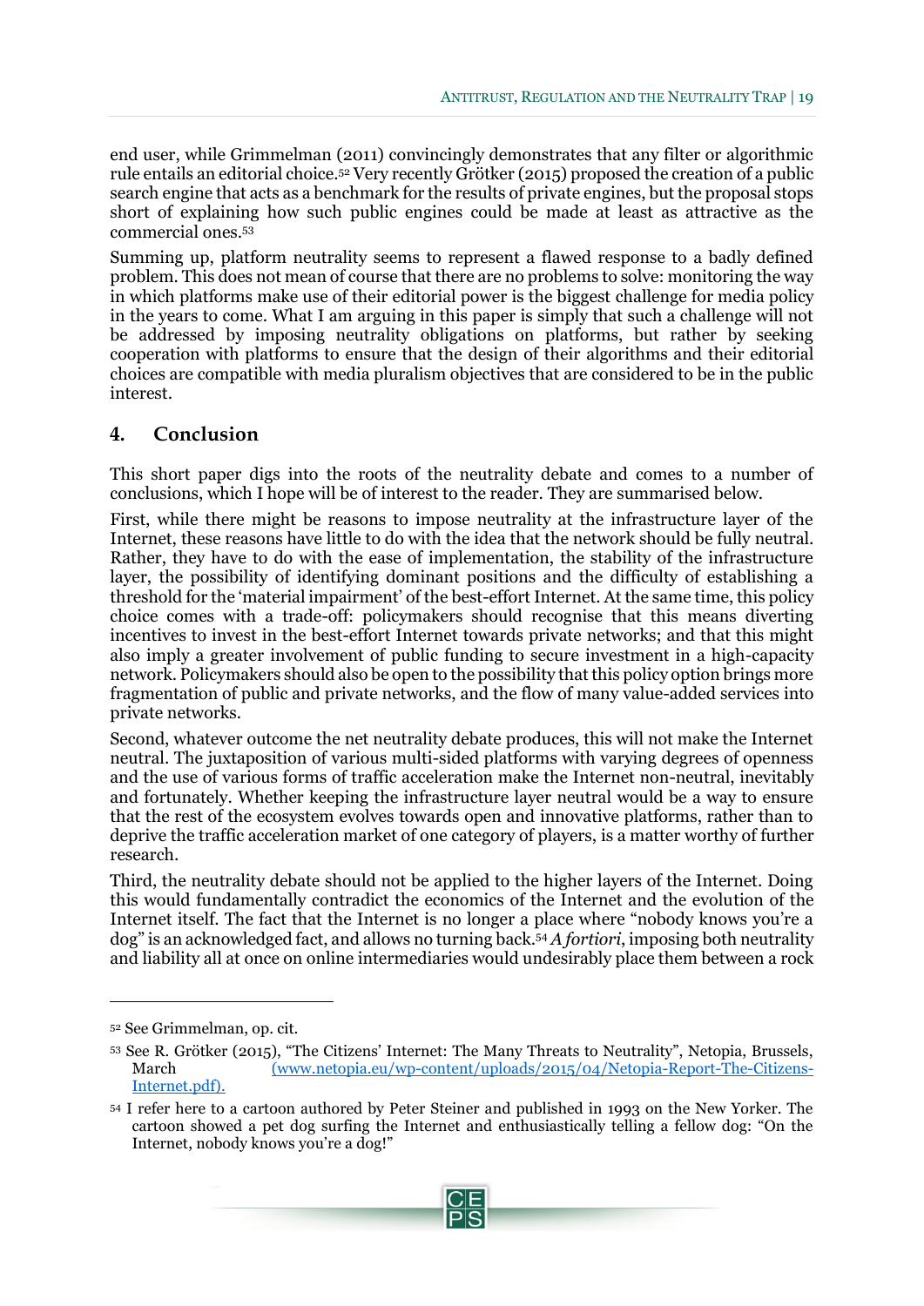end user, while Grimmelman (2011) convincingly demonstrates that any filter or algorithmic rule entails an editorial choice.[52] Very recently Grötker (2015) proposed the creation of a public search engine that acts as a benchmark for the results of private engines, but the proposal stops short of explaining how such public engines could be made at least as attractive as the commercial ones.[53]

Summing up, platform neutrality seems to represent a flawed response to a badly defined problem. This does not mean of course that there are no problems to solve: monitoring the way in which platforms make use of their editorial power is the biggest challenge for media policy in the years to come. What I am arguing in this paper is simply that such a challenge will not be addressed by imposing neutrality obligations on platforms, but rather by seeking cooperation with platforms to ensure that the design of their algorithms and their editorial choices are compatible with media pluralism objectives that are considered to be in the public interest.

## 4. Conclusion

This short paper digs into the roots of the neutrality debate and comes to a number of conclusions, which I hope will be of interest to the reader. They are summarised below.

First, while there might be reasons to impose neutrality at the infrastructure layer of the Internet, these reasons have little to do with the idea that the network should be fully neutral. Rather, they have to do with the ease of implementation, the stability of the infrastructure layer, the possibility of identifying dominant positions and the difficulty of establishing a threshold for the 'material impairment' of the best-effort Internet. At the same time, this policy choice comes with a trade-off: policymakers should recognise that this means diverting incentives to invest in the best-effort Internet towards private networks; and that this might also imply a greater involvement of public funding to secure investment in a high-capacity network. Policymakers should also be open to the possibility that this policy option brings more fragmentation of public and private networks, and the flow of many value-added services into private networks.

Second, whatever outcome the net neutrality debate produces, this will not make the Internet neutral. The juxtaposition of various multi-sided platforms with varying degrees of openness and the use of various forms of traffic acceleration make the Internet non-neutral, inevitably and fortunately. Whether keeping the infrastructure layer neutral would be a way to ensure that the rest of the ecosystem evolves towards open and innovative platforms, rather than to deprive the traffic acceleration market of one category of players, is a matter worthy of further research.

Third, the neutrality debate should not be applied to the higher layers of the Internet. Doing this would fundamentally contradict the economics of the Internet and the evolution of the Internet itself. The fact that the Internet is no longer a place where "nobody knows you're a dog" is an acknowledged fact, and allows no turning back.[54] *A fortiori*, imposing both neutrality and liability all at once on online intermediaries would undesirably place them between a rock

---

[52] See Grimmelman, op. cit.

[53] See R. Grötker (2015), "The Citizens' Internet: The Many Threats to Neutrality", Netopia, Brussels, March (www.netopia.eu/wp-content/uploads/2015/04/Netopia-Report-The-Citizens-Internet.pdf).

[54] I refer here to a cartoon authored by Peter Steiner and published in 1993 on the New Yorker. The cartoon showed a pet dog surfing the Internet and enthusiastically telling a fellow dog: "On the Internet, nobody knows you're a dog!"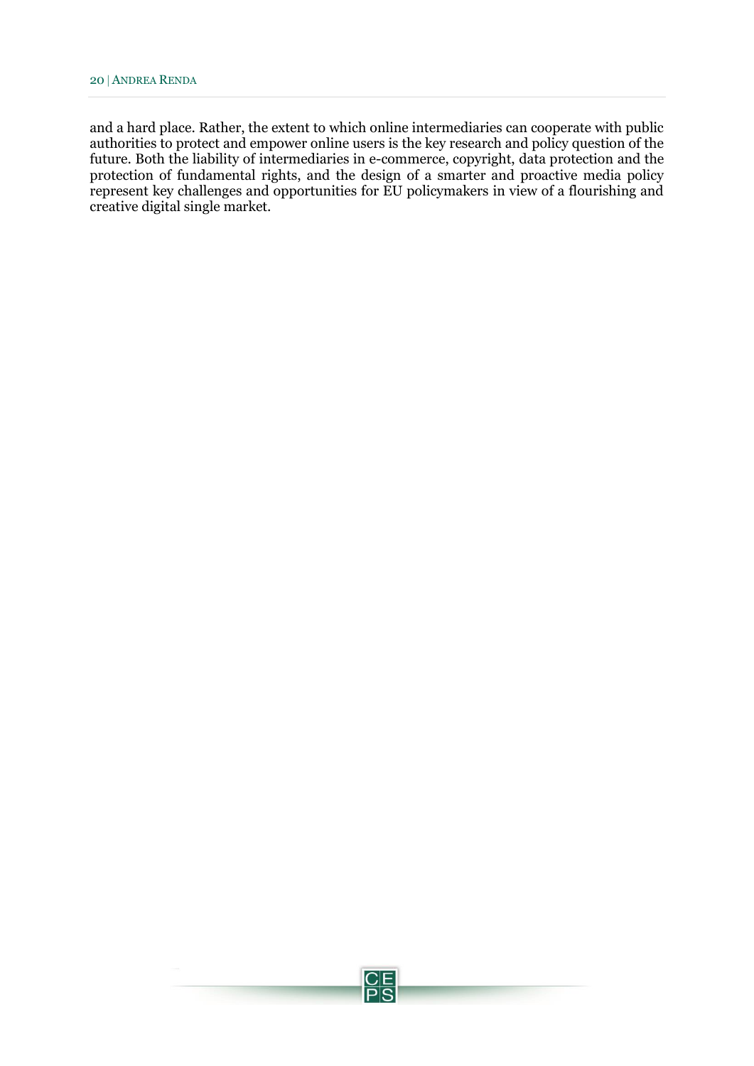and a hard place. Rather, the extent to which online intermediaries can cooperate with public authorities to protect and empower online users is the key research and policy question of the future. Both the liability of intermediaries in e-commerce, copyright, data protection and the protection of fundamental rights, and the design of a smarter and proactive media policy represent key challenges and opportunities for EU policymakers in view of a flourishing and creative digital single market.